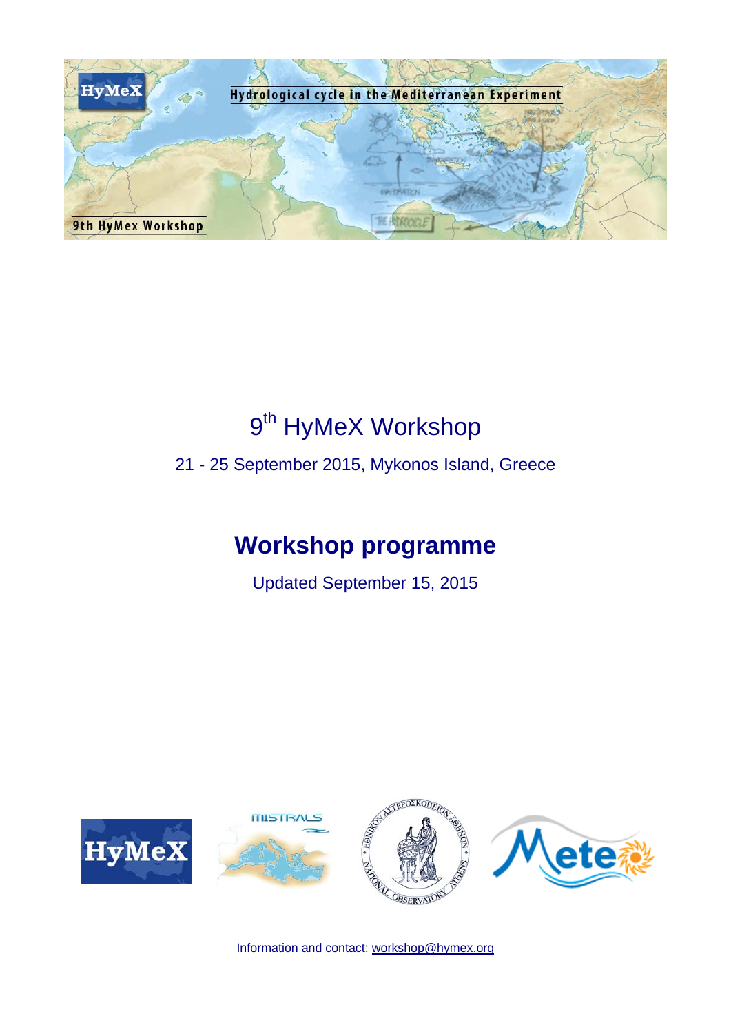# 9th HyMeX Workshop

21 - 25 September 2015, Mykonos Island, Greece

## Workshop programme

Updated September 15, 2015

Information and contact: workshop@hymex.org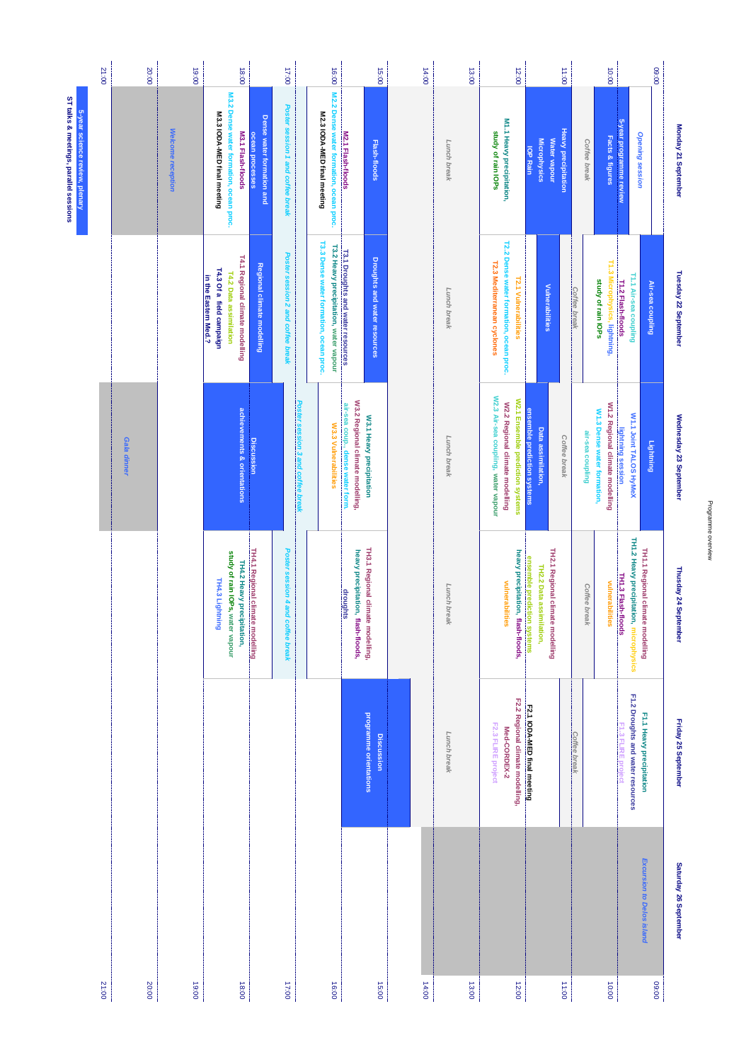# Programme overview

| Time | Monday 21 September | Tuesday 22 September | Wednesday 23 September | Thursday 24 September | Friday 25 September | Saturday 26 September |
|---|---|---|---|---|---|---|
| 09:00 | *Opening session* | Air-sea coupling | Lightning | TH1.1 Regional climate modelling / TH1.2 Heavy precipitation, microphysics / TH1.3 Flash-floods, vulnerabilities | F1.1 Heavy precipitation / F1.2 Droughts and water resources / F1.3 FLIRE project | *Excursion to Delos island* |
| 10:00 | 5-year programme review / Facts & figures | T1.1 Air-sea coupling / T1.2 Flash-floods / T1.3 Microphysics, lightning, study of rain IOPs | W1.1 Joint TALOS HyMeX lightning session / W1.2 Regional climate modelling / W1.3 Dense water formation, air-sea coupling | | | |
| | *Coffee break* | *Coffee break* | *Coffee break* | *Coffee break* | *Coffee break* | |
| 11:00 | Heavy precipitation / Water vapour / Microphysics / IOP Rain | Vulnerabilities | Data assimilation, ensemble prediction systems | TH2.1 Regional climate modelling / TH2.2 Data assimilation, ensemble prediction systems / heavy precipitation, flash-floods, vulnerabilities | F2.1 IODA-MED final meeting / F2.2 Regional climate modelling, Med-CORDEX-2 / F2.3 FLIRE project | |
| 12:00 | M1.1 Heavy precipitation, study of rain IOPs | T2.1 Vulnerabilities / T2.2 Dense water formation, ocean proc. / T2.3 Mediterranean cyclones | W2.1 Ensemble prediction systems / W2.2 Regional climate modelling / W2.3 Air-sea coupling, water vapour | | | |
| 13:00 | *Lunch break* | *Lunch break* | *Lunch break* | *Lunch break* | *Lunch break* | |
| 15:00 | Flash-floods | Droughts and water resources | W3.1 Heavy precipitation / W3.2 Regional climate modelling, air-sea coup., dense water form. / W3.3 Vulnerabilities | TH3.1 Regional climate modelling, heavy precipitation, flash-floods, droughts | Discussion: programme orientations | |
| 16:00 | M2.1 Flash-floods / M2.2 Dense water formation, ocean proc. / M2.3 IODA-MED final meeting | T3.1 Droughts and water resources / T3.2 Heavy precipitation, water vapour / T3.3 Dense water formation, ocean proc. | | | | |
| 17:00 | *Poster session 1 and coffee break* | *Poster session 2 and coffee break* | *Poster session 3 and coffee break* | *Poster session 4 and coffee break* | | |
| | Dense water formation and ocean processes | Regional climate modelling | Discussion: achievements & orientations | | | |
| 18:00 | M3.1 Flash-floods / M3.2 Dense water formation, ocean proc. / M3.3 IODA-MED final meeting | T4.1 Regional climate modelling / T4.2 Data assimilation / T4.3 Of a field campaign in the Eastern Med.? | | TH4.1 Regional climate modelling / TH4.2 Heavy precipitation, study of rain IOPs, water vapour / TH4.3 Lightning | | |
| 19:00–21:00 | *Welcome reception* | | *Gala dinner* | | | |

Legend: 5-year science review, plenary; ST talks & meetings, parallel sessions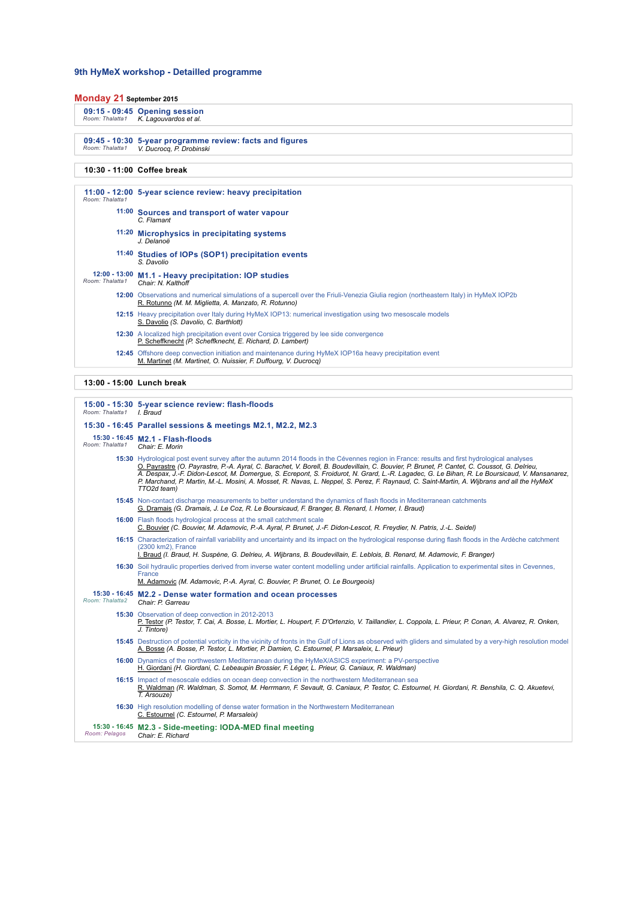## 9th HyMeX workshop - Detailled programme

### Monday 21 September 2015

**09:15 - 09:45 Opening session**
Room: Thalatta1
*K. Lagouvardos et al.*

**09:45 - 10:30 5-year programme review: facts and figures**
Room: Thalatta1
*V. Ducrocq, P. Drobinski*

**10:30 - 11:00 Coffee break**

**11:00 - 12:00 5-year science review: heavy precipitation**
Room: Thalatta1

**11:00** **Sources and transport of water vapour**
*C. Flamant*

**11:20** **Microphysics in precipitating systems**
*J. Delanoë*

**11:40** **Studies of IOPs (SOP1) precipitation events**
*S. Davolio*

**12:00 - 13:00 M1.1 - Heavy precipitation: IOP studies**
Room: Thalatta1
*Chair: N. Kalthoff*

**12:00** Observations and numerical simulations of a supercell over the Friuli-Venezia Giulia region (northeastern Italy) in HyMeX IOP2b
R. Rotunno *(M. M. Miglietta, A. Manzato, R. Rotunno)*

**12:15** Heavy precipitation over Italy during HyMeX IOP13: numerical investigation using two mesoscale models
S. Davolio *(S. Davolio, C. Barthlott)*

**12:30** A localized high precipitation event over Corsica triggered by lee side convergence
P. Scheffknecht *(P. Scheffknecht, E. Richard, D. Lambert)*

**12:45** Offshore deep convection initiation and maintenance during HyMeX IOP16a heavy precipitation event
M. Martinet *(M. Martinet, O. Nuissier, F. Duffourg, V. Ducrocq)*

**13:00 - 15:00 Lunch break**

**15:00 - 15:30 5-year science review: flash-floods**
Room: Thalatta1
*I. Braud*

**15:30 - 16:45 Parallel sessions & meetings M2.1, M2.2, M2.3**

**15:30 - 16:45 M2.1 - Flash-floods**
Room: Thalatta1
*Chair: E. Morin*

**15:30** Hydrological post event survey after the autumn 2014 floods in the Cévennes region in France: results and first hydrological analyses
O. Payrastre *(O. Payrastre, P.-A. Ayral, C. Barachet, V. Borell, B. Boudevillain, C. Bouvier, P. Brunet, P. Cantet, C. Coussot, G. Delrieu, A. Despax, J.-F. Didon-Lescot, M. Domergue, S. Ecrepont, S. Froidurot, N. Grard, L.-R. Lagadec, G. Le Bihan, R. Le Boursicaud, V. Mansanarez, P. Marchand, P. Martin, M.-L. Mosini, A. Mosset, R. Navas, L. Neppel, S. Perez, F. Raynaud, C. Saint-Martin, A. Wijbrans and all the HyMeX TTO2d team)*

**15:45** Non-contact discharge measurements to better understand the dynamics of flash floods in Mediterranean catchments
G. Dramais *(G. Dramais, J. Le Coz, R. Le Boursicaud, F. Branger, B. Renard, I. Horner, I. Braud)*

**16:00** Flash floods hydrological process at the small catchment scale
C. Bouvier *(C. Bouvier, M. Adamovic, P.-A. Ayral, P. Brunet, J.-F. Didon-Lescot, R. Freydier, N. Patris, J.-L. Seidel)*

**16:15** Characterization of rainfall variability and uncertainty and its impact on the hydrological response during flash floods in the Ardèche catchment (2300 km2), France
I. Braud *(I. Braud, H. Suspène, G. Delrieu, A. Wijbrans, B. Boudevillain, E. Leblois, B. Renard, M. Adamovic, F. Branger)*

**16:30** Soil hydraulic properties derived from inverse water content modelling under artificial rainfalls. Application to experimental sites in Cevennes, France
M. Adamovic *(M. Adamovic, P.-A. Ayral, C. Bouvier, P. Brunet, O. Le Bourgeois)*

**15:30 - 16:45 M2.2 - Dense water formation and ocean processes**
Room: Thalatta2
*Chair: P. Garreau*

**15:30** Observation of deep convection in 2012-2013
P. Testor *(P. Testor, T. Cai, A. Bosse, L. Mortier, F. D'Ortenzio, V. Taillandier, L. Coppola, L. Prieur, P. Conan, A. Alvarez, R. Onken, J. Tintore)*

**15:45** Destruction of potential vorticity in the vicinity of fronts in the Gulf of Lions as observed with gliders and simulated by a very-high resolution model
A. Bosse *(A. Bosse, P. Testor, L. Mortier, P. Damien, C. Estournel, P. Marsaleix, L. Prieur)*

**16:00** Dynamics of the northwestern Mediterranean during the HyMeX/ASICS experiment: a PV-perspective
H. Giordani *(H. Giordani, C. Lebeaupin Brossier, F. Léger, L. Prieur, G. Caniaux, R. Waldman)*

**16:15** Impact of mesoscale eddies on ocean deep convection in the northwestern Mediterranean sea
R. Waldman *(R. Waldman, S. Somot, M. Herrmann, F. Sevault, G. Caniaux, P. Testor, C. Estournel, H. Giordani, R. Benshila, C. Q. Akuetevi, T. Arsouze)*

**16:30** High resolution modelling of dense water formation in the Northwestern Mediterranean
C. Estournel *(C. Estournel, P. Marsaleix)*

**15:30 - 16:45 M2.3 - Side-meeting: IODA-MED final meeting**
Room: Pelagos
*Chair: E. Richard*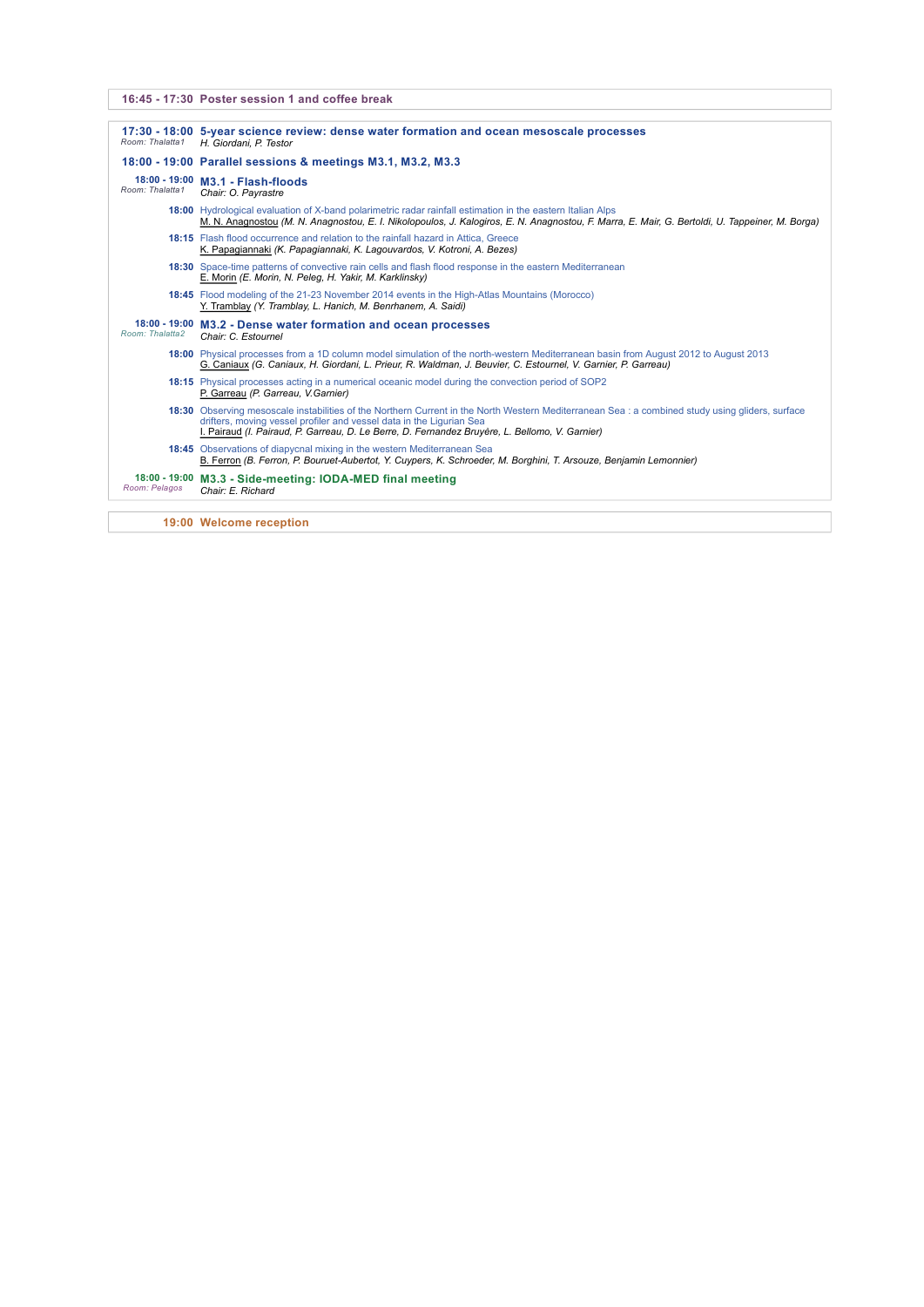**16:45 - 17:30 Poster session 1 and coffee break**

**17:30 - 18:00 5-year science review: dense water formation and ocean mesoscale processes**
*Room: Thalatta1*
*H. Giordani, P. Testor*

**18:00 - 19:00 Parallel sessions & meetings M3.1, M3.2, M3.3**

**18:00 - 19:00 M3.1 - Flash-floods**
*Room: Thalatta1*
*Chair: O. Payrastre*

**18:00** Hydrological evaluation of X-band polarimetric radar rainfall estimation in the eastern Italian Alps
M. N. Anagnostou *(M. N. Anagnostou, E. I. Nikolopoulos, J. Kalogiros, E. N. Anagnostou, F. Marra, E. Mair, G. Bertoldi, U. Tappeiner, M. Borga)*

**18:15** Flash flood occurrence and relation to the rainfall hazard in Attica, Greece
K. Papagiannaki *(K. Papagiannaki, K. Lagouvardos, V. Kotroni, A. Bezes)*

**18:30** Space-time patterns of convective rain cells and flash flood response in the eastern Mediterranean
E. Morin *(E. Morin, N. Peleg, H. Yakir, M. Karklinsky)*

**18:45** Flood modeling of the 21-23 November 2014 events in the High-Atlas Mountains (Morocco)
Y. Tramblay *(Y. Tramblay, L. Hanich, M. Benrhanem, A. Saidi)*

**18:00 - 19:00 M3.2 - Dense water formation and ocean processes**
*Room: Thalatta2*
*Chair: C. Estournel*

**18:00** Physical processes from a 1D column model simulation of the north-western Mediterranean basin from August 2012 to August 2013
G. Caniaux *(G. Caniaux, H. Giordani, L. Prieur, R. Waldman, J. Beuvier, C. Estournel, V. Garnier, P. Garreau)*

**18:15** Physical processes acting in a numerical oceanic model during the convection period of SOP2
P. Garreau *(P. Garreau, V.Garnier)*

**18:30** Observing mesoscale instabilities of the Northern Current in the North Western Mediterranean Sea : a combined study using gliders, surface drifters, moving vessel profiler and vessel data in the Ligurian Sea
I. Pairaud *(I. Pairaud, P. Garreau, D. Le Berre, D. Fernandez Bruyère, L. Bellomo, V. Garnier)*

**18:45** Observations of diapycnal mixing in the western Mediterranean Sea
B. Ferron *(B. Ferron, P. Bouruet-Aubertot, Y. Cuypers, K. Schroeder, M. Borghini, T. Arsouze, Benjamin Lemonnier)*

**18:00 - 19:00 M3.3 - Side-meeting: IODA-MED final meeting**
*Room: Pelagos*
*Chair: E. Richard*

**19:00 Welcome reception**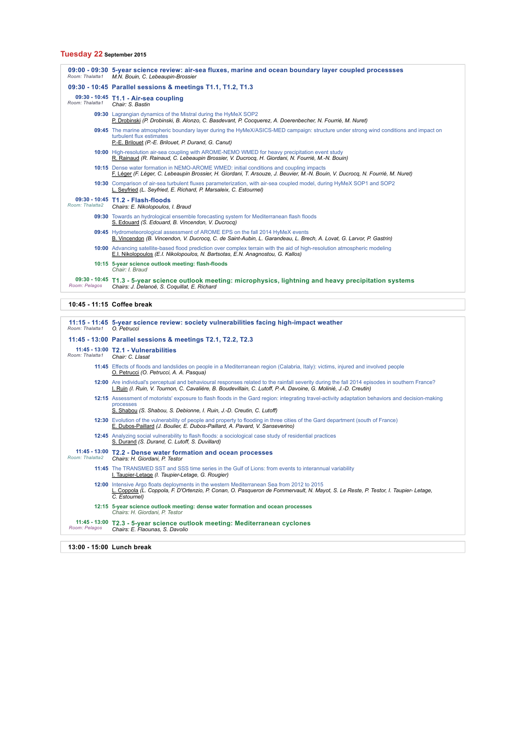## Tuesday 22 September 2015

**09:00 - 09:30 5-year science review: air-sea fluxes, marine and ocean boundary layer coupled processses**
*Room: Thalatta1*
*M.N. Bouin, C. Lebeaupin-Brossier*

**09:30 - 10:45 Parallel sessions & meetings T1.1, T1.2, T1.3**

**09:30 - 10:45 T1.1 - Air-sea coupling**
*Room: Thalatta1*
*Chair: S. Bastin*

**09:30** Lagrangian dynamics of the Mistral during the HyMeX SOP2
P. Drobinski *(P. Drobinski, B. Alonzo, C. Basdevant, P. Cocquerez, A. Doerenbecher, N. Fourrié, M. Nuret)*

**09:45** The marine atmospheric boundary layer during the HyMeX/ASICS-MED campaign: structure under strong wind conditions and impact on turbulent flux estimates
P.-E. Brilouet *(P.-E. Brilouet, P. Durand, G. Canut)*

**10:00** High-resolution air-sea coupling with AROME-NEMO WMED for heavy precipitation event study
R. Rainaud *(R. Rainaud, C. Lebeaupin Brossier, V. Ducrocq, H. Giordani, N. Fourrié, M.-N. Bouin)*

**10:15** Dense water formation in NEMO-AROME WMED: initial conditions and coupling impacts
F. Léger *(F. Léger, C. Lebeaupin Brossier, H. Giordani, T. Arsouze, J. Beuvier, M.-N. Bouin, V. Ducrocq, N. Fourrié, M. Nuret)*

**10:30** Comparison of air-sea turbulent fluxes parameterization, with air-sea coupled model, during HyMeX SOP1 and SOP2
L. Seyfried *(L. Seyfried, E. Richard, P. Marsaleix, C. Estournel)*

**09:30 - 10:45 T1.2 - Flash-floods**
*Room: Thalatta2*
*Chairs: E. Nikolopoulos, I. Braud*

**09:30** Towards an hydrological ensemble forecasting system for Mediterranean flash floods
S. Edouard *(S. Edouard, B. Vincendon, V. Ducrocq)*

**09:45** Hydrometeorological assessment of AROME EPS on the fall 2014 HyMeX events
B. Vincendon *(B. Vincendon, V. Ducrocq, C. de Saint-Aubin, L. Garandeau, L. Brech, A. Lovat, G. Larvor, P. Gastrin)*

**10:00** Advancing satellite-based flood prediction over complex terrain with the aid of high-resolution atmospheric modeling
E.I. Nikolopoulos *(E.I. Nikolopoulos, N. Bartsotas, E.N. Anagnostou, G. Kallos)*

**10:15** **5-year science outlook meeting: flash-floods**
*Chair: I. Braud*

**09:30 - 10:45 T1.3 - 5-year science outlook meeting: microphysics, lightning and heavy precipitation systems**
*Room: Pelagos*
*Chairs: J. Delanoë, S. Coquillat, E. Richard*

**10:45 - 11:15 Coffee break**

**11:15 - 11:45 5-year science review: society vulnerabilities facing high-impact weather**
*Room: Thalatta1*
*O. Petrucci*

**11:45 - 13:00 Parallel sessions & meetings T2.1, T2.2, T2.3**

**11:45 - 13:00 T2.1 - Vulnerabilities**
*Room: Thalatta1*
*Chair: C. Llasat*

**11:45** Effects of floods and landslides on people in a Mediterranean region (Calabria, Italy): victims, injured and involved people
O. Petrucci *(O. Petrucci, A. A. Pasqua)*

**12:00** Are individual's perceptual and behavioural responses related to the rainfall severity during the fall 2014 episodes in southern France?
I. Ruin *(I. Ruin, V. Tournon, C. Cavalière, B. Boudevillain, C. Lutoff, P.-A. Davoine, G. Molinié, J.-D. Creutin)*

**12:15** Assessment of motorists' exposure to flash floods in the Gard region: integrating travel-activity adaptation behaviors and decision-making processes
S. Shabou *(S. Shabou, S. Debionne, I. Ruin, J.-D. Creutin, C. Lutoff)*

**12:30** Evolution of the vulnerability of people and property to flooding in three cities of the Gard department (south of France)
E. Dubos-Paillard *(J. Boulier, E. Dubos-Paillard, A. Pavard, V. Sanseverino)*

**12:45** Analyzing social vulnerability to flash floods: a sociological case study of residential practices
S. Durand *(S. Durand, C. Lutoff, S. Duvillard)*

**11:45 - 13:00 T2.2 - Dense water formation and ocean processes**
*Room: Thalatta2*
*Chairs: H. Giordani, P. Testor*

**11:45** The TRANSMED SST and SSS time series in the Gulf of Lions: from events to interannual variability
I. Taupier-Letage *(I. Taupier-Letage, G. Rougier)*

**12:00** Intensive Argo floats deployments in the western Mediterranean Sea from 2012 to 2015
L. Coppola *(L. Coppola, F. D'Ortenzio, P. Conan, O. Pasqueron de Fommervault, N. Mayot, S. Le Reste, P. Testor, I. Taupier- Letage, C. Estournel)*

**12:15** **5-year science outlook meeting: dense water formation and ocean processes**
*Chairs: H. Giordani, P. Testor*

**11:45 - 13:00 T2.3 - 5-year science outlook meeting: Mediterranean cyclones**
*Room: Pelagos*
*Chairs: E. Flaounas, S. Davolio*

**13:00 - 15:00 Lunch break**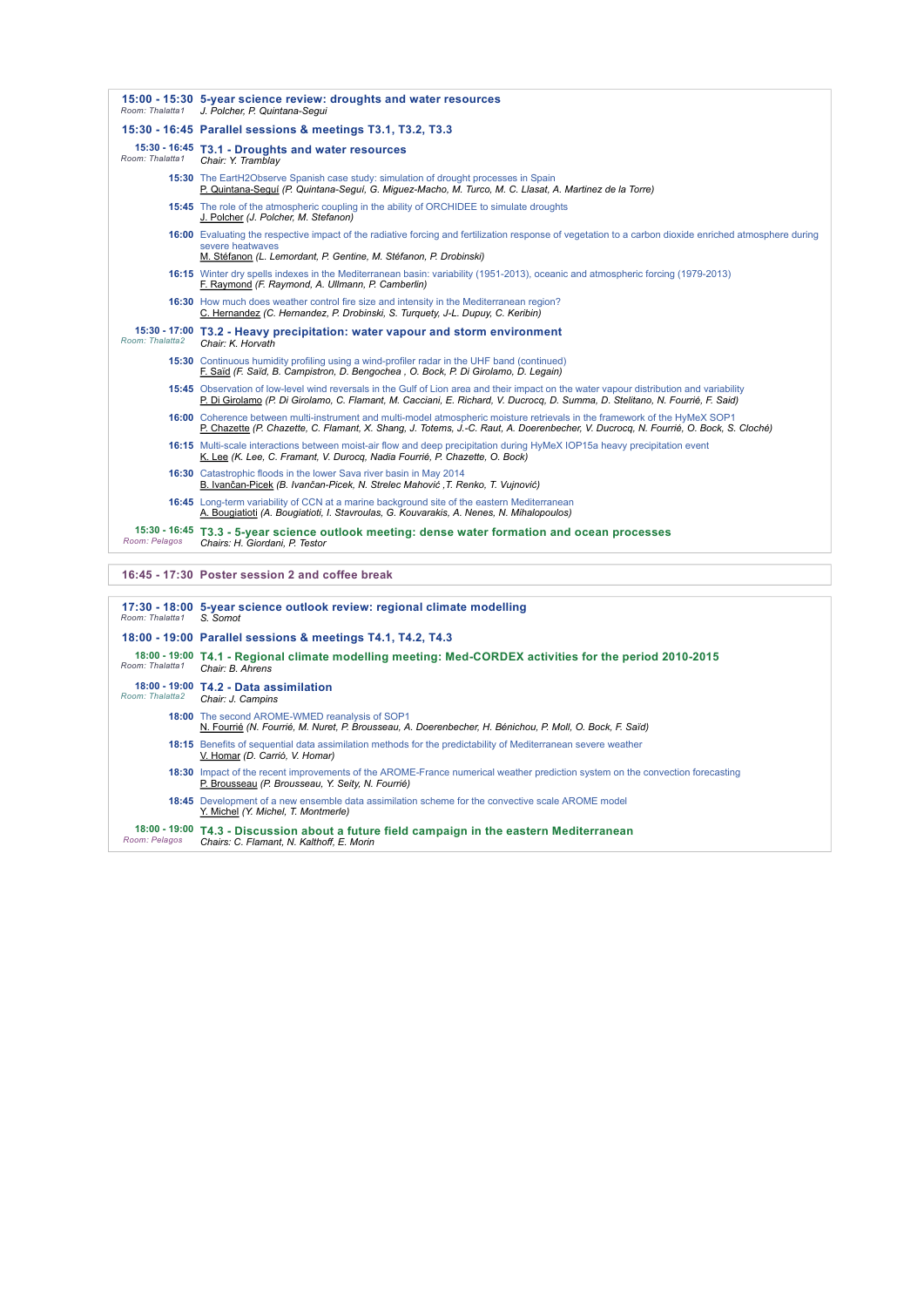**15:00 - 15:30** **5-year science review: droughts and water resources**
*Room: Thalatta1* — *J. Polcher, P. Quintana-Segui*

### 15:30 - 16:45 Parallel sessions & meetings T3.1, T3.2, T3.3

#### 15:30 - 16:45 T3.1 - Droughts and water resources
*Room: Thalatta1* — *Chair: Y. Tramblay*

- **15:30** The EartH2Observe Spanish case study: simulation of drought processes in Spain
  P. Quintana-Seguí *(P. Quintana-Seguí, G. Miguez-Macho, M. Turco, M. C. Llasat, A. Martinez de la Torre)*
- **15:45** The role of the atmospheric coupling in the ability of ORCHIDEE to simulate droughts
  J. Polcher *(J. Polcher, M. Stefanon)*
- **16:00** Evaluating the respective impact of the radiative forcing and fertilization response of vegetation to a carbon dioxide enriched atmosphere during severe heatwaves
  M. Stéfanon *(L. Lemordant, P. Gentine, M. Stéfanon, P. Drobinski)*
- **16:15** Winter dry spells indexes in the Mediterranean basin: variability (1951-2013), oceanic and atmospheric forcing (1979-2013)
  F. Raymond *(F. Raymond, A. Ullmann, P. Camberlin)*
- **16:30** How much does weather control fire size and intensity in the Mediterranean region?
  C. Hernandez *(C. Hernandez, P. Drobinski, S. Turquety, J-L. Dupuy, C. Keribin)*

#### 15:30 - 17:00 T3.2 - Heavy precipitation: water vapour and storm environment
*Room: Thalatta2* — *Chair: K. Horvath*

- **15:30** Continuous humidity profiling using a wind-profiler radar in the UHF band (continued)
  F. Saïd *(F. Saïd, B. Campistron, D. Bengochea , O. Bock, P. Di Girolamo, D. Legain)*
- **15:45** Observation of low-level wind reversals in the Gulf of Lion area and their impact on the water vapour distribution and variability
  P. Di Girolamo *(P. Di Girolamo, C. Flamant, M. Cacciani, E. Richard, V. Ducrocq, D. Summa, D. Stelitano, N. Fourrié, F. Said)*
- **16:00** Coherence between multi-instrument and multi-model atmospheric moisture retrievals in the framework of the HyMeX SOP1
  P. Chazette *(P. Chazette, C. Flamant, X. Shang, J. Totems, J.-C. Raut, A. Doerenbecher, V. Ducrocq, N. Fourrié, O. Bock, S. Cloché)*
- **16:15** Multi-scale interactions between moist-air flow and deep precipitation during HyMeX IOP15a heavy precipitation event
  K. Lee *(K. Lee, C. Framant, V. Durocq, Nadia Fourrié, P. Chazette, O. Bock)*
- **16:30** Catastrophic floods in the lower Sava river basin in May 2014
  B. Ivančan-Picek *(B. Ivančan-Picek, N. Strelec Mahović ,T. Renko, T. Vujnović)*
- **16:45** Long-term variability of CCN at a marine background site of the eastern Mediterranean
  A. Bougiatioti *(A. Bougiatioti, I. Stavroulas, G. Kouvarakis, A. Nenes, N. Mihalopoulos)*

#### 15:30 - 16:45 T3.3 - 5-year science outlook meeting: dense water formation and ocean processes
*Room: Pelagos* — *Chairs: H. Giordani, P. Testor*

---

**16:45 - 17:30** **Poster session 2 and coffee break**

---

**17:30 - 18:00** **5-year science outlook review: regional climate modelling**
*Room: Thalatta1* — *S. Somot*

### 18:00 - 19:00 Parallel sessions & meetings T4.1, T4.2, T4.3

#### 18:00 - 19:00 T4.1 - Regional climate modelling meeting: Med-CORDEX activities for the period 2010-2015
*Room: Thalatta1* — *Chair: B. Ahrens*

#### 18:00 - 19:00 T4.2 - Data assimilation
*Room: Thalatta2* — *Chair: J. Campins*

- **18:00** The second AROME-WMED reanalysis of SOP1
  N. Fourrié *(N. Fourrié, M. Nuret, P. Brousseau, A. Doerenbecher, H. Bénichou, P. Moll, O. Bock, F. Saïd)*
- **18:15** Benefits of sequential data assimilation methods for the predictability of Mediterranean severe weather
  V. Homar *(D. Carrió, V. Homar)*
- **18:30** Impact of the recent improvements of the AROME-France numerical weather prediction system on the convection forecasting
  P. Brousseau *(P. Brousseau, Y. Seity, N. Fourrié)*
- **18:45** Development of a new ensemble data assimilation scheme for the convective scale AROME model
  Y. Michel *(Y. Michel, T. Montmerle)*

#### 18:00 - 19:00 T4.3 - Discussion about a future field campaign in the eastern Mediterranean
*Room: Pelagos* — *Chairs: C. Flamant, N. Kalthoff, E. Morin*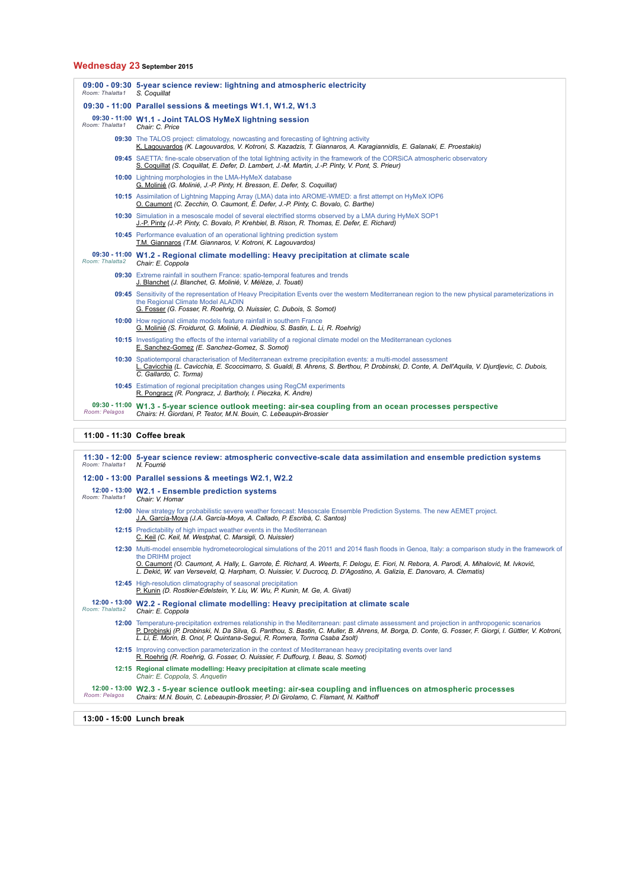# Wednesday 23 September 2015

**09:00 - 09:30 5-year science review: lightning and atmospheric electricity**
*Room: Thalatta1*
*S. Coquillat*

**09:30 - 11:00 Parallel sessions & meetings W1.1, W1.2, W1.3**

**09:30 - 11:00 W1.1 - Joint TALOS HyMeX lightning session**
*Room: Thalatta1*
*Chair: C. Price*

**09:30** The TALOS project: climatology, nowcasting and forecasting of lightning activity
K. Lagouvardos *(K. Lagouvardos, V. Kotroni, S. Kazadzis, T. Giannaros, A. Karagiannidis, E. Galanaki, E. Proestakis)*

**09:45** SAETTA: fine-scale observation of the total lightning activity in the framework of the CORSiCA atmospheric observatory
S. Coquillat *(S. Coquillat, E. Defer, D. Lambert, J.-M. Martin, J.-P. Pinty, V. Pont, S. Prieur)*

**10:00** Lightning morphologies in the LMA-HyMeX database
G. Molinié *(G. Molinié, J.-P. Pinty, H. Bresson, E. Defer, S. Coquillat)*

**10:15** Assimilation of Lightning Mapping Array (LMA) data into AROME-WMED: a first attempt on HyMeX IOP6
O. Caumont *(C. Zecchin, O. Caumont, É. Defer, J.-P. Pinty, C. Bovalo, C. Barthe)*

**10:30** Simulation in a mesoscale model of several electrified storms observed by a LMA during HyMeX SOP1
J.-P. Pinty *(J.-P. Pinty, C. Bovalo, P. Krehbiel, B. Rison, R. Thomas, E. Defer, E. Richard)*

**10:45** Performance evaluation of an operational lightning prediction system
T.M. Giannaros *(T.M. Giannaros, V. Kotroni, K. Lagouvardos)*

**09:30 - 11:00 W1.2 - Regional climate modelling: Heavy precipitation at climate scale**
*Room: Thalatta2*
*Chair: E. Coppola*

**09:30** Extreme rainfall in southern France: spatio-temporal features and trends
J. Blanchet *(J. Blanchet, G. Molinié, V. Mélèze, J. Touati)*

**09:45** Sensitivity of the representation of Heavy Precipitation Events over the western Mediterranean region to the new physical parameterizations in the Regional Climate Model ALADIN
G. Fosser *(G. Fosser, R. Roehrig, O. Nuissier, C. Dubois, S. Somot)*

**10:00** How regional climate models feature rainfall in southern France
G. Molinié *(S. Froidurot, G. Molinié, A. Diedhiou, S. Bastin, L. Li, R. Roehrig)*

**10:15** Investigating the effects of the internal variability of a regional climate model on the Mediterranean cyclones
E. Sanchez-Gomez *(E. Sanchez-Gomez, S. Somot)*

**10:30** Spatiotemporal characterisation of Mediterranean extreme precipitation events: a multi-model assessment
L. Cavicchia *(L. Cavicchia, E. Scoccimarro, S. Gualdi, B. Ahrens, S. Berthou, P. Drobinski, D. Conte, A. Dell'Aquila, V. Djurdjevic, C. Dubois, C. Gallardo, C. Torma)*

**10:45** Estimation of regional precipitation changes using RegCM experiments
R. Pongracz *(R. Pongracz, J. Bartholy, I. Pieczka, K. Andre)*

**09:30 - 11:00 W1.3 - 5-year science outlook meeting: air-sea coupling from an ocean processes perspective**
*Room: Pelagos*
*Chairs: H. Giordani, P. Testor, M.N. Bouin, C. Lebeaupin-Brossier*

**11:00 - 11:30 Coffee break**

**11:30 - 12:00 5-year science review: atmospheric convective-scale data assimilation and ensemble prediction systems**
*Room: Thalatta1*
*N. Fourrié*

**12:00 - 13:00 Parallel sessions & meetings W2.1, W2.2**

**12:00 - 13:00 W2.1 - Ensemble prediction systems**
*Room: Thalatta1*
*Chair: V. Homar*

**12:00** New strategy for probabilistic severe weather forecast: Mesoscale Ensemble Prediction Systems. The new AEMET project.
J.A. García-Moya *(J.A. García-Moya, A. Callado, P. Escribà, C. Santos)*

**12:15** Predictability of high impact weather events in the Mediterranean
C. Keil *(C. Keil, M. Westphal, C. Marsigli, O. Nuissier)*

**12:30** Multi-model ensemble hydrometeorological simulations of the 2011 and 2014 flash floods in Genoa, Italy: a comparison study in the framework of the DRIHM project
O. Caumont *(O. Caumont, A. Hally, L. Garrote, É. Richard, A. Weerts, F. Delogu, E. Fiori, N. Rebora, A. Parodi, A. Mihalović, M. Ivković, L. Dekić, W. van Verseveld, Q. Harpham, O. Nuissier, V. Ducrocq, D. D'Agostino, A. Galizia, E. Danovaro, A. Clematis)*

**12:45** High-resolution climatography of seasonal precipitation
P. Kunin *(D. Rostkier-Edelstein, Y. Liu, W. Wu, P. Kunin, M. Ge, A. Givati)*

**12:00 - 13:00 W2.2 - Regional climate modelling: Heavy precipitation at climate scale**
*Room: Thalatta2*
*Chair: E. Coppola*

**12:00** Temperature-precipitation extremes relationship in the Mediterranean: past climate assessment and projection in anthropogenic scenarios
P. Drobinski *(P. Drobinski, N. Da Silva, G. Panthou, S. Bastin, C. Muller, B. Ahrens, M. Borga, D. Conte, G. Fosser, F. Giorgi, I. Güttler, V. Kotroni, L. Li, E. Morin, B. Onol, P. Quintana-Segui, R. Romera, Torma Csaba Zsolt)*

**12:15** Improving convection parameterization in the context of Mediterranean heavy precipitating events over land
R. Roehrig *(R. Roehrig, G. Fosser, O. Nuissier, F. Duffourg, I. Beau, S. Somot)*

**12:15 Regional climate modelling: Heavy precipitation at climate scale meeting**
*Chair: E. Coppola, S. Anquetin*

**12:00 - 13:00 W2.3 - 5-year science outlook meeting: air-sea coupling and influences on atmospheric processes**
*Room: Pelagos*
*Chairs: M.N. Bouin, C. Lebeaupin-Brossier, P. Di Girolamo, C. Flamant, N. Kalthoff*

**13:00 - 15:00 Lunch break**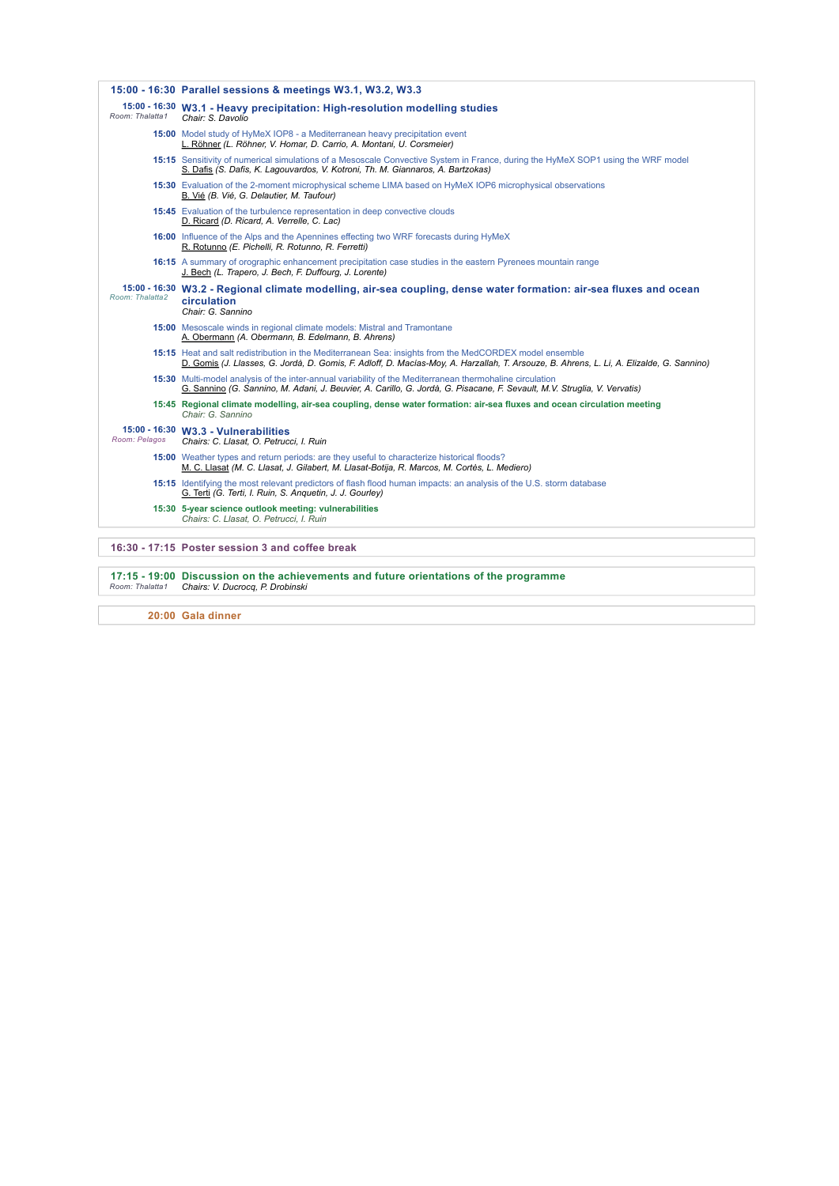## 15:00 - 16:30 Parallel sessions & meetings W3.1, W3.2, W3.3

### 15:00 - 16:30 W3.1 - Heavy precipitation: High-resolution modelling studies
*Room: Thalatta1*
*Chair: S. Davolio*

**15:00** Model study of HyMeX IOP8 - a Mediterranean heavy precipitation event
L. Röhner *(L. Röhner, V. Homar, D. Carrio, A. Montani, U. Corsmeier)*

**15:15** Sensitivity of numerical simulations of a Mesoscale Convective System in France, during the HyMeX SOP1 using the WRF model
S. Dafis *(S. Dafis, K. Lagouvardos, V. Kotroni, Th. M. Giannaros, A. Bartzokas)*

**15:30** Evaluation of the 2-moment microphysical scheme LIMA based on HyMeX IOP6 microphysical observations
B. Vié *(B. Vié, G. Delautier, M. Taufour)*

**15:45** Evaluation of the turbulence representation in deep convective clouds
D. Ricard *(D. Ricard, A. Verrelle, C. Lac)*

**16:00** Influence of the Alps and the Apennines effecting two WRF forecasts during HyMeX
R. Rotunno *(E. Pichelli, R. Rotunno, R. Ferretti)*

**16:15** A summary of orographic enhancement precipitation case studies in the eastern Pyrenees mountain range
J. Bech *(L. Trapero, J. Bech, F. Duffourg, J. Lorente)*

### 15:00 - 16:30 W3.2 - Regional climate modelling, air-sea coupling, dense water formation: air-sea fluxes and ocean circulation
*Room: Thalatta2*
*Chair: G. Sannino*

**15:00** Mesoscale winds in regional climate models: Mistral and Tramontane
A. Obermann *(A. Obermann, B. Edelmann, B. Ahrens)*

**15:15** Heat and salt redistribution in the Mediterranean Sea: insights from the MedCORDEX model ensemble
D. Gomis *(J. Llasses, G. Jordà, D. Gomis, F. Adloff, D. Macías-Moy, A. Harzallah, T. Arsouze, B. Ahrens, L. Li, A. Elizalde, G. Sannino)*

**15:30** Multi-model analysis of the inter-annual variability of the Mediterranean thermohaline circulation
G. Sannino *(G. Sannino, M. Adani, J. Beuvier, A. Carillo, G. Jordà, G. Pisacane, F. Sevault, M.V. Struglia, V. Vervatis)*

**15:45 Regional climate modelling, air-sea coupling, dense water formation: air-sea fluxes and ocean circulation meeting**
*Chair: G. Sannino*

### 15:00 - 16:30 W3.3 - Vulnerabilities
*Room: Pelagos*
*Chairs: C. Llasat, O. Petrucci, I. Ruin*

**15:00** Weather types and return periods: are they useful to characterize historical floods?
M. C. Llasat *(M. C. Llasat, J. Gilabert, M. Llasat-Botija, R. Marcos, M. Cortès, L. Mediero)*

**15:15** Identifying the most relevant predictors of flash flood human impacts: an analysis of the U.S. storm database
G. Terti *(G. Terti, I. Ruin, S. Anquetin, J. J. Gourley)*

**15:30 5-year science outlook meeting: vulnerabilities**
*Chairs: C. Llasat, O. Petrucci, I. Ruin*

## 16:30 - 17:15 Poster session 3 and coffee break

## 17:15 - 19:00 Discussion on the achievements and future orientations of the programme
*Room: Thalatta1*
*Chairs: V. Ducrocq, P. Drobinski*

## 20:00 Gala dinner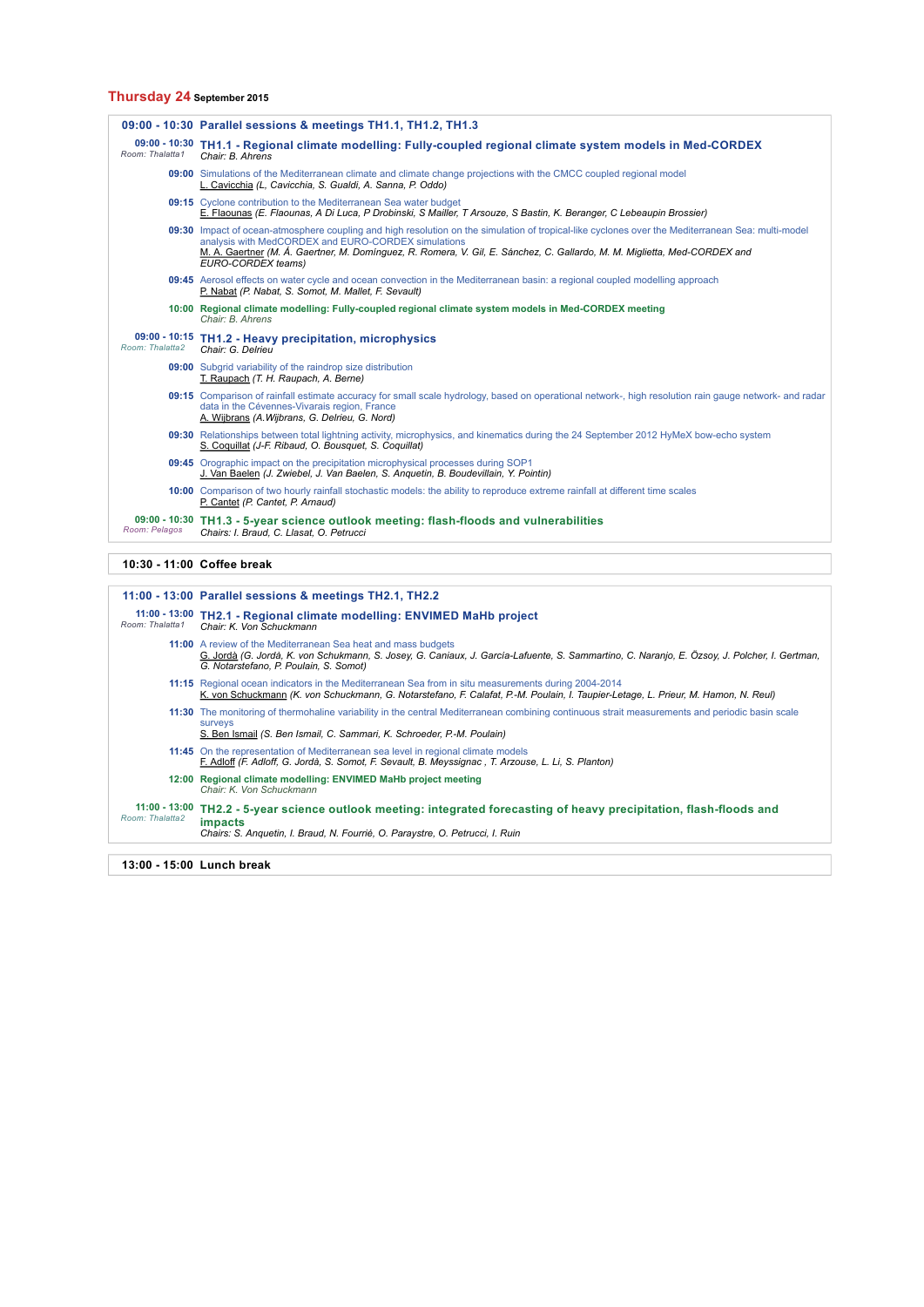## Thursday 24 September 2015

### 09:00 - 10:30 Parallel sessions & meetings TH1.1, TH1.2, TH1.3

**09:00 - 10:30** *Room: Thalatta1*
**TH1.1 - Regional climate modelling: Fully-coupled regional climate system models in Med-CORDEX**
*Chair: B. Ahrens*

**09:00** Simulations of the Mediterranean climate and climate change projections with the CMCC coupled regional model
L. Cavicchia *(L. Cavicchia, S. Gualdi, A. Sanna, P. Oddo)*

**09:15** Cyclone contribution to the Mediterranean Sea water budget
E. Flaounas *(E. Flaounas, A Di Luca, P Drobinski, S Mailler, T Arsouze, S Bastin, K. Beranger, C Lebeaupin Brossier)*

**09:30** Impact of ocean-atmosphere coupling and high resolution on the simulation of tropical-like cyclones over the Mediterranean Sea: multi-model analysis with MedCORDEX and EURO-CORDEX simulations
M. A. Gaertner *(M. Á. Gaertner, M. Domínguez, R. Romera, V. Gil, E. Sánchez, C. Gallardo, M. M. Miglietta, Med-CORDEX and EURO-CORDEX teams)*

**09:45** Aerosol effects on water cycle and ocean convection in the Mediterranean basin: a regional coupled modelling approach
P. Nabat *(P. Nabat, S. Somot, M. Mallet, F. Sevault)*

**10:00** **Regional climate modelling: Fully-coupled regional climate system models in Med-CORDEX meeting**
*Chair: B. Ahrens*

**09:00 - 10:15** *Room: Thalatta2*
**TH1.2 - Heavy precipitation, microphysics**
*Chair: G. Delrieu*

**09:00** Subgrid variability of the raindrop size distribution
T. Raupach *(T. H. Raupach, A. Berne)*

**09:15** Comparison of rainfall estimate accuracy for small scale hydrology, based on operational network-, high resolution rain gauge network- and radar data in the Cévennes-Vivarais region, France
A. Wijbrans *(A.Wijbrans, G. Delrieu, G. Nord)*

**09:30** Relationships between total lightning activity, microphysics, and kinematics during the 24 September 2012 HyMeX bow-echo system
S. Coquillat *(J-F. Ribaud, O. Bousquet, S. Coquillat)*

**09:45** Orographic impact on the precipitation microphysical processes during SOP1
J. Van Baelen *(J. Zwiebel, J. Van Baelen, S. Anquetin, B. Boudevillain, Y. Pointin)*

**10:00** Comparison of two hourly rainfall stochastic models: the ability to reproduce extreme rainfall at different time scales
P. Cantet *(P. Cantet, P. Arnaud)*

**09:00 - 10:30** *Room: Pelagos*
**TH1.3 - 5-year science outlook meeting: flash-floods and vulnerabilities**
*Chairs: I. Braud, C. Llasat, O. Petrucci*

### 10:30 - 11:00 Coffee break

### 11:00 - 13:00 Parallel sessions & meetings TH2.1, TH2.2

**11:00 - 13:00** *Room: Thalatta1*
**TH2.1 - Regional climate modelling: ENVIMED MaHb project**
*Chair: K. Von Schuckmann*

**11:00** A review of the Mediterranean Sea heat and mass budgets
G. Jordà *(G. Jordà, K. von Schumkann, S. Josey, G. Caniaux, J. García-Lafuente, S. Sammartino, C. Naranjo, E. Özsoy, J. Polcher, I. Gertman, G. Notarstefano, P. Poulain, S. Somot)*

**11:15** Regional ocean indicators in the Mediterranean Sea from in situ measurements during 2004-2014
K. von Schuckmann *(K. von Schuckmann, G. Notarstefano, F. Calafat, P.-M. Poulain, I. Taupier-Letage, L. Prieur, M. Hamon, N. Reul)*

**11:30** The monitoring of thermohaline variability in the central Mediterranean combining continuous strait measurements and periodic basin scale surveys
S. Ben Ismail *(S. Ben Ismail, C. Sammari, K. Schroeder, P.-M. Poulain)*

**11:45** On the representation of Mediterranean sea level in regional climate models
F. Adloff *(F. Adloff, G. Jordà, S. Somot, F. Sevault, B. Meyssignac , T. Arzouse, L. Li, S. Planton)*

**12:00** **Regional climate modelling: ENVIMED MaHb project meeting**
*Chair: K. Von Schuckmann*

**11:00 - 13:00** *Room: Thalatta2*
**TH2.2 - 5-year science outlook meeting: integrated forecasting of heavy precipitation, flash-floods and impacts**
*Chairs: S. Anquetin, I. Braud, N. Fourrié, O. Paraystre, O. Petrucci, I. Ruin*

### 13:00 - 15:00 Lunch break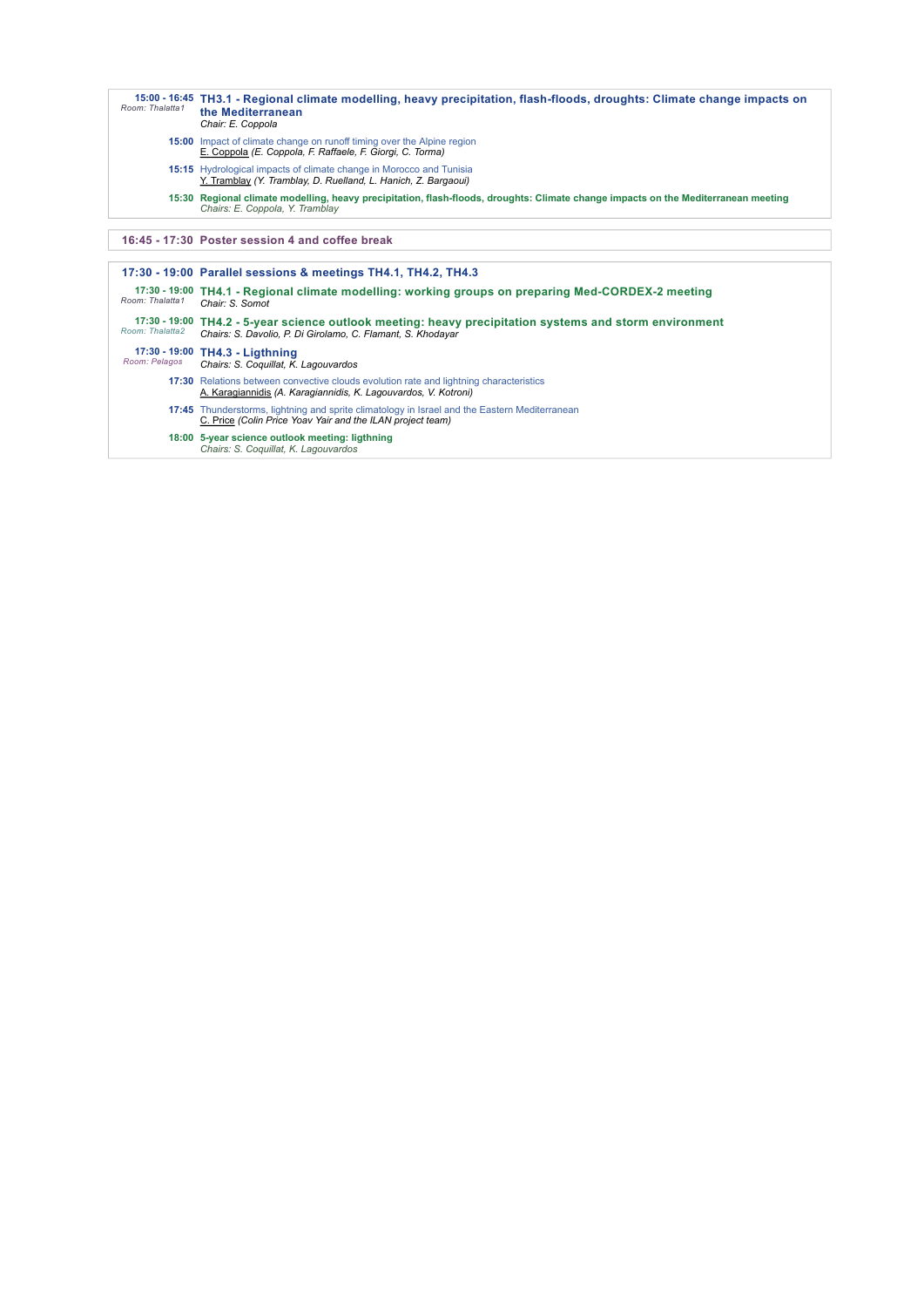**15:00 - 16:45** *Room: Thalatta1* **TH3.1 - Regional climate modelling, heavy precipitation, flash-floods, droughts: Climate change impacts on the Mediterranean**
*Chair: E. Coppola*

**15:00** Impact of climate change on runoff timing over the Alpine region
E. Coppola *(E. Coppola, F. Raffaele, F. Giorgi, C. Torma)*

**15:15** Hydrological impacts of climate change in Morocco and Tunisia
Y. Tramblay *(Y. Tramblay, D. Ruelland, L. Hanich, Z. Bargaoui)*

**15:30** **Regional climate modelling, heavy precipitation, flash-floods, droughts: Climate change impacts on the Mediterranean meeting**
*Chairs: E. Coppola, Y. Tramblay*

**16:45 - 17:30 Poster session 4 and coffee break**

**17:30 - 19:00 Parallel sessions & meetings TH4.1, TH4.2, TH4.3**

**17:30 - 19:00** *Room: Thalatta1* **TH4.1 - Regional climate modelling: working groups on preparing Med-CORDEX-2 meeting**
*Chair: S. Somot*

**17:30 - 19:00** *Room: Thalatta2* **TH4.2 - 5-year science outlook meeting: heavy precipitation systems and storm environment**
*Chairs: S. Davolio, P. Di Girolamo, C. Flamant, S. Khodayar*

**17:30 - 19:00** *Room: Pelagos* **TH4.3 - Ligthning**
*Chairs: S. Coquillat, K. Lagouvardos*

**17:30** Relations between convective clouds evolution rate and lightning characteristics
A. Karagiannidis *(A. Karagiannidis, K. Lagouvardos, V. Kotroni)*

**17:45** Thunderstorms, lightning and sprite climatology in Israel and the Eastern Mediterranean
C. Price *(Colin Price Yoav Yair and the ILAN project team)*

**18:00** **5-year science outlook meeting: ligthning**
*Chairs: S. Coquillat, K. Lagouvardos*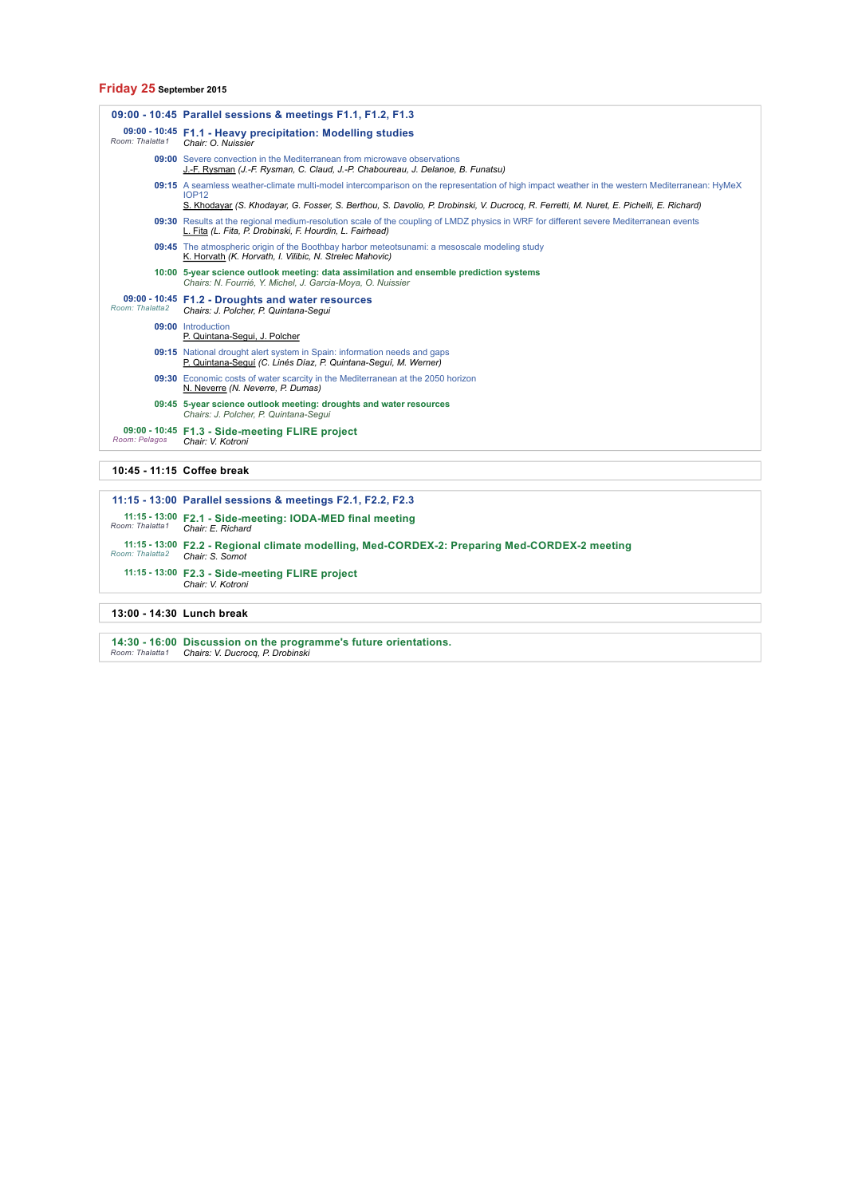## Friday 25 September 2015

### 09:00 - 10:45 Parallel sessions & meetings F1.1, F1.2, F1.3

**09:00 - 10:45 F1.1 - Heavy precipitation: Modelling studies**
*Room: Thalatta1*
*Chair: O. Nuissier*

- **09:00** Severe convection in the Mediterranean from microwave observations
  J.-F. Rysman *(J.-F. Rysman, C. Claud, J.-P. Chaboureau, J. Delanoe, B. Funatsu)*
- **09:15** A seamless weather-climate multi-model intercomparison on the representation of high impact weather in the western Mediterranean: HyMeX IOP12
  S. Khodayar *(S. Khodayar, G. Fosser, S. Berthou, S. Davolio, P. Drobinski, V. Ducrocq, R. Ferretti, M. Nuret, E. Pichelli, E. Richard)*
- **09:30** Results at the regional medium-resolution scale of the coupling of LMDZ physics in WRF for different severe Mediterranean events
  L. Fita *(L. Fita, P. Drobinski, F. Hourdin, L. Fairhead)*
- **09:45** The atmospheric origin of the Boothbay harbor meteotsunami: a mesoscale modeling study
  K. Horvath *(K. Horvath, I. Vilibic, N. Strelec Mahovic)*
- **10:00** **5-year science outlook meeting: data assimilation and ensemble prediction systems**
  *Chairs: N. Fourrié, Y. Michel, J. Garcia-Moya, O. Nuissier*

**09:00 - 10:45 F1.2 - Droughts and water resources**
*Room: Thalatta2*
*Chairs: J. Polcher, P. Quintana-Segui*

- **09:00** Introduction
  P. Quintana-Segui, J. Polcher
- **09:15** National drought alert system in Spain: information needs and gaps
  P. Quintana-Seguí *(C. Linés Díaz, P. Quintana-Seguí, M. Werner)*
- **09:30** Economic costs of water scarcity in the Mediterranean at the 2050 horizon
  N. Neverre *(N. Neverre, P. Dumas)*
- **09:45** **5-year science outlook meeting: droughts and water resources**
  *Chairs: J. Polcher, P. Quintana-Segui*

**09:00 - 10:45 F1.3 - Side-meeting FLIRE project**
*Room: Pelagos*
*Chair: V. Kotroni*

### 10:45 - 11:15 Coffee break

### 11:15 - 13:00 Parallel sessions & meetings F2.1, F2.2, F2.3

**11:15 - 13:00 F2.1 - Side-meeting: IODA-MED final meeting**
*Room: Thalatta1*
*Chair: E. Richard*

**11:15 - 13:00 F2.2 - Regional climate modelling, Med-CORDEX-2: Preparing Med-CORDEX-2 meeting**
*Room: Thalatta2*
*Chair: S. Somot*

**11:15 - 13:00 F2.3 - Side-meeting FLIRE project**
*Chair: V. Kotroni*

### 13:00 - 14:30 Lunch break

### 14:30 - 16:00 Discussion on the programme's future orientations.
*Room: Thalatta1*
*Chairs: V. Ducrocq, P. Drobinski*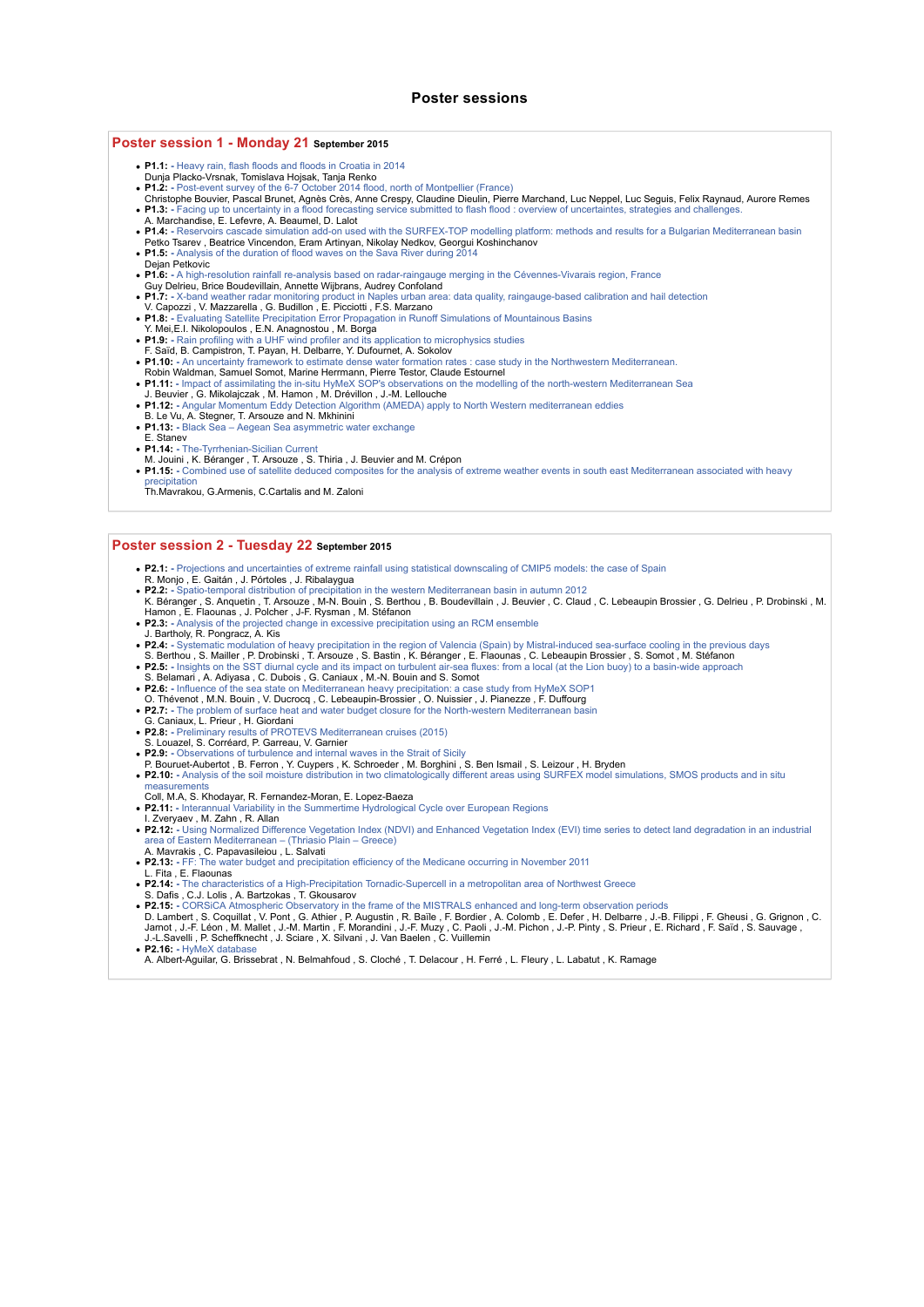# Poster sessions

## Poster session 1 - Monday 21 September 2015

- **P1.1:** - Heavy rain, flash floods and floods in Croatia in 2014
  Dunja Placko-Vrsnak, Tomislava Hojsak, Tanja Renko
- **P1.2:** - Post-event survey of the 6-7 October 2014 flood, north of Montpellier (France)
  Christophe Bouvier, Pascal Brunet, Agnès Crès, Anne Crespy, Claudine Dieulin, Pierre Marchand, Luc Neppel, Luc Seguis, Felix Raynaud, Aurore Remes
- **P1.3:** - Facing up to uncertainty in a flood forecasting service submitted to flash flood : overview of uncertaintes, strategies and challenges.
  A. Marchandise, E. Lefevre, A. Beaumel, D. Lalot
- **P1.4:** - Reservoirs cascade simulation add-on used with the SURFEX-TOP modelling platform: methods and results for a Bulgarian Mediterranean basin
  Petko Tsarev , Beatrice Vincendon, Eram Artinyan, Nikolay Nedkov, Georgui Koshinchanov
- **P1.5:** - Analysis of the duration of flood waves on the Sava River during 2014
  Dejan Petkovic
- **P1.6:** - A high-resolution rainfall re-analysis based on radar-raingauge merging in the Cévennes-Vivarais region, France
  Guy Delrieu, Brice Boudevillain, Annette Wijbrans, Audrey Confoland
- **P1.7:** - X-band weather radar monitoring product in Naples urban area: data quality, raingauge-based calibration and hail detection
  V. Capozzi , V. Mazzarella , G. Budillon , E. Picciotti , F.S. Marzano
- **P1.8:** - Evaluating Satellite Precipitation Error Propagation in Runoff Simulations of Mountainous Basins
  Y. Mei,E.I. Nikolopoulos , E.N. Anagnostou , M. Borga
- **P1.9:** - Rain profiling with a UHF wind profiler and its application to microphysics studies
  F. Saïd, B. Campistron, T. Payan, H. Delbarre, Y. Dufournet, A. Sokolov
- **P1.10:** - An uncertainty framework to estimate dense water formation rates : case study in the Northwestern Mediterranean.
  Robin Waldman, Samuel Somot, Marine Herrmann, Pierre Testor, Claude Estournel
- **P1.11:** - Impact of assimilating the in-situ HyMeX SOP's observations on the modelling of the north-western Mediterranean Sea
  J. Beuvier , G. Mikolajczak , M. Hamon , M. Drévillon , J.-M. Lellouche
- **P1.12:** - Angular Momentum Eddy Detection Algorithm (AMEDA) apply to North Western mediterranean eddies
  B. Le Vu, A. Stegner, T. Arsouze and N. Mkhinini
- **P1.13:** - Black Sea – Aegean Sea asymmetric water exchange
  E. Stanev
- **P1.14:** - The-Tyrrhenian-Sicilian Current
  M. Jouini , K. Béranger , T. Arsouze , S. Thiria , J. Beuvier and M. Crépon
- **P1.15:** - Combined use of satellite deduced composites for the analysis of extreme weather events in south east Mediterranean associated with heavy precipitation
  Th.Mavrakou, G.Armenis, C.Cartalis and M. Zaloni

## Poster session 2 - Tuesday 22 September 2015

- **P2.1:** - Projections and uncertainties of extreme rainfall using statistical downscaling of CMIP5 models: the case of Spain
  R. Monjo , E. Gaitán , J. Pórtoles , J. Ribalaygua
- **P2.2:** - Spatio-temporal distribution of precipitation in the western Mediterranean basin in autumn 2012
  K. Béranger , S. Anquetin , T. Arsouze , M-N. Bouin , S. Berthou , B. Boudevillain , J. Beuvier , C. Claud , C. Lebeaupin Brossier , G. Delrieu , P. Drobinski , M. Hamon , E. Flaounas , J. Polcher , J-F. Rysman , M. Stéfanon
- **P2.3:** - Analysis of the projected change in excessive precipitation using an RCM ensemble
  J. Bartholy, R. Pongracz, A. Kis
- **P2.4:** - Systematic modulation of heavy precipitation in the region of Valencia (Spain) by Mistral-induced sea-surface cooling in the previous days
  S. Berthou , S. Mailler , P. Drobinski , T. Arsouze , S. Bastin , K. Béranger , E. Flaounas , C. Lebeaupin Brossier , S. Somot , M. Stéfanon
- **P2.5:** - Insights on the SST diurnal cycle and its impact on turbulent air-sea fluxes: from a local (at the Lion buoy) to a basin-wide approach
  S. Belamari , A. Adiyasa , C. Dubois , G. Caniaux , M.-N. Bouin and S. Somot
- **P2.6:** - Influence of the sea state on Mediterranean heavy precipitation: a case study from HyMeX SOP1
  O. Thévenot , M.N. Bouin , V. Ducrocq , C. Lebeaupin-Brossier , O. Nuissier , J. Pianezze , F. Duffourg
- **P2.7:** - The problem of surface heat and water budget closure for the North-western Mediterranean basin
  G. Caniaux, L. Prieur , H. Giordani
- **P2.8:** - Preliminary results of PROTEVS Mediterranean cruises (2015)
  S. Louazel, S. Corréard, P. Garreau, V. Garnier
- **P2.9:** - Observations of turbulence and internal waves in the Strait of Sicily
  P. Bouruet-Aubertot , B. Ferron , Y. Cuypers , K. Schroeder , M. Borghini , S. Ben Ismail , S. Leizour , H. Bryden
- **P2.10:** - Analysis of the soil moisture distribution in two climatologically different areas using SURFEX model simulations, SMOS products and in situ measurements
  Coll, M.A, S. Khodayar, R. Fernandez-Moran, E. Lopez-Baeza
- **P2.11:** - Interannual Variability in the Summertime Hydrological Cycle over European Regions
  I. Zveryaev , M. Zahn , R. Allan
- **P2.12:** - Using Normalized Difference Vegetation Index (NDVI) and Enhanced Vegetation Index (EVI) time series to detect land degradation in an industrial area of Eastern Mediterranean – (Thriasio Plain – Greece)
  A. Mavrakis , C. Papavasileiou , L. Salvati
- **P2.13:** - FF: The water budget and precipitation efficiency of the Medicane occurring in November 2011
  L. Fita , E. Flaounas
- **P2.14:** - The characteristics of a High-Precipitation Tornadic-Supercell in a metropolitan area of Northwest Greece
  S. Dafis , C.J. Lolis , A. Bartzokas , T. Gkousarov
- **P2.15:** - CORSiCA Atmospheric Observatory in the frame of the MISTRALS enhanced and long-term observation periods
  D. Lambert , S. Coquillat , V. Pont , G. Athier , P. Augustin , R. Baile , F. Bordier , A. Colomb , E. Defer , H. Delbarre , J.-B. Filippi , F. Gheusi , G. Grignon , C. Jarnot , J.-F. Léon , M. Mallet , J.-M. Martin , F. Morandini , J.-F. Muzy , C. Paoli , J.-M. Pichon , J.-P. Pinty , S. Prieur , E. Richard , F. Saïd , S. Sauvage , J.-L.Savelli , P. Scheffknecht , J. Sciare , X. Silvani , J. Van Baelen , C. Vuillemin
- **P2.16:** - HyMeX database
  A. Albert-Aguilar, G. Brissebrat , N. Belmahfoud , S. Cloché , T. Delacour , H. Ferré , L. Fleury , L. Labatut , K. Ramage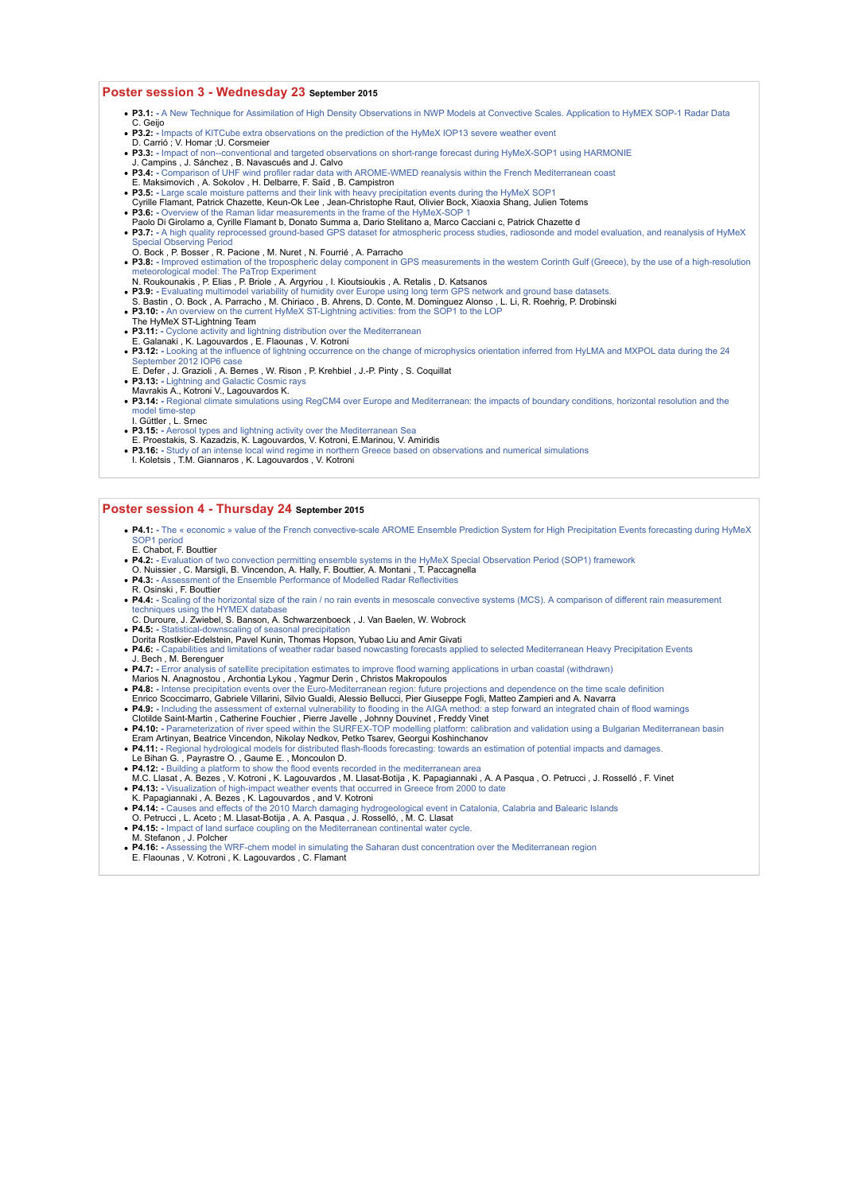## Poster session 3 - Wednesday 23 September 2015

- **P3.1:** - A New Technique for Assimilation of High Density Observations in NWP Models at Convective Scales. Application to HyMEX SOP-1 Radar Data
  C. Geijo
- **P3.2:** - Impacts of KITCube extra observations on the prediction of the HyMeX IOP13 severe weather event
  D. Carrió ; V. Homar ;U. Corsmeier
- **P3.3:** - Impact of non--conventional and targeted observations on short-range forecast during HyMeX-SOP1 using HARMONIE
  J. Campins , J. Sánchez , B. Navascués and J. Calvo
- **P3.4:** - Comparison of UHF wind profiler radar data with AROME-WMED reanalysis within the French Mediterranean coast
  E. Maksimovich , A. Sokolov , H. Delbarre, F. Saïd , B. Campistron
- **P3.5:** - Large scale moisture patterns and their link with heavy precipitation events during the HyMeX SOP1
  Cyrille Flamant, Patrick Chazette, Keun-Ok Lee , Jean-Christophe Raut, Olivier Bock, Xiaoxia Shang, Julien Totems
- **P3.6:** - Overview of the Raman lidar measurements in the frame of the HyMeX-SOP 1
  Paolo Di Girolamo a, Cyrille Flamant b, Donato Summa a, Dario Stelitano a, Marco Cacciani c, Patrick Chazette d
- **P3.7:** - A high quality reprocessed ground-based GPS dataset for atmospheric process studies, radiosonde and model evaluation, and reanalysis of HyMeX Special Observing Period
  O. Bock , P. Bosser , R. Pacione , M. Nuret , N. Fourrié , A. Parracho
- **P3.8:** - Improved estimation of the tropospheric delay component in GPS measurements in the western Corinth Gulf (Greece), by the use of a high-resolution meteorological model: The PaTrop Experiment
  N. Roukounakis , P. Elias , P. Briole , A. Argyriou , I. Kioutsioukis , A. Retalis , D. Katsanos
- **P3.9:** - Evaluating multimodel variability of humidity over Europe using long term GPS network and ground base datasets.
  S. Bastin , O. Bock , A. Parracho , M. Chiriaco , B. Ahrens, D. Conte, M. Dominguez Alonso , L. Li, R. Roehrig, P. Drobinski
- **P3.10:** - An overview on the current HyMeX ST-Lightning activities: from the SOP1 to the LOP
  The HyMeX ST-Lightning Team
- **P3.11:** - Cyclone activity and lightning distribution over the Mediterranean
  E. Galanaki , K. Lagouvardos , E. Flaounas , V. Kotroni
- **P3.12:** - Looking at the influence of lightning occurrence on the change of microphysics orientation inferred from HyLMA and MXPOL data during the 24 September 2012 IOP6 case
  E. Defer , J. Grazioli , A. Bernes , W. Rison , P. Krehbiel , J.-P. Pinty , S. Coquillat
- **P3.13:** - Lightning and Galactic Cosmic rays
  Mavrakis A., Kotroni V., Lagouvardos K.
- **P3.14:** - Regional climate simulations using RegCM4 over Europe and Mediterranean: the impacts of boundary conditions, horizontal resolution and the model time-step
  I. Güttler , L. Srnec
- **P3.15:** - Aerosol types and lightning activity over the Mediterranean Sea
  E. Proestakis, S. Kazadzis, K. Lagouvardos, V. Kotroni, E.Marinou, V. Amiridis
- **P3.16:** - Study of an intense local wind regime in northern Greece based on observations and numerical simulations
  I. Koletsis , T.M. Giannaros , K. Lagouvardos , V. Kotroni

## Poster session 4 - Thursday 24 September 2015

- **P4.1:** - The « economic » value of the French convective-scale AROME Ensemble Prediction System for High Precipitation Events forecasting during HyMeX SOP1 period
  E. Chabot, F. Bouttier
- **P4.2:** - Evaluation of two convection permitting ensemble systems in the HyMeX Special Observation Period (SOP1) framework
  O. Nuissier , C. Marsigli, B. Vincendon, A. Hally, F. Bouttier, A. Montani , T. Paccagnella
- **P4.3:** - Assessment of the Ensemble Performance of Modelled Radar Reflectivities
  R. Osinski , F. Bouttier
- **P4.4:** - Scaling of the horizontal size of the rain / no rain events in mesoscale convective systems (MCS). A comparison of different rain measurement techniques using the HYMEX database
  C. Duroure, J. Zwiebel, S. Banson, A. Schwarzenboeck , J. Van Baelen, W. Wobrock
- **P4.5:** - Statistical-downscaling of seasonal precipitation
  Dorita Rostkier-Edelstein, Pavel Kunin, Thomas Hopson, Yubao Liu and Amir Givati
- **P4.6:** - Capabilities and limitations of weather radar based nowcasting forecasts applied to selected Mediterranean Heavy Precipitation Events
  J. Bech , M. Berenguer
- **P4.7:** - Error analysis of satellite precipitation estimates to improve flood warning applications in urban coastal (withdrawn)
  Marios N. Anagnostou , Archontia Lykou , Yagmur Derin , Christos Makropoulos
- **P4.8:** - Intense precipitation events over the Euro-Mediterranean region: future projections and dependence on the time scale definition
  Enrico Scoccimarro, Gabriele Villarini, Silvio Gualdi, Alessio Bellucci, Pier Giuseppe Fogli, Matteo Zampieri and A. Navarra
- **P4.9:** - Including the assessment of external vulnerability to flooding in the AIGA method: a step forward an integrated chain of flood warnings
  Clotilde Saint-Martin , Catherine Fouchier , Pierre Javelle , Johnny Douvinet , Freddy Vinet
- **P4.10:** - Parameterization of river speed within the SURFEX-TOP modelling platform: calibration and validation using a Bulgarian Mediterranean basin
  Eram Artinyan, Beatrice Vincendon, Nikolay Nedkov, Petko Tsarev, Georgui Koshinchanov
- **P4.11:** - Regional hydrological models for distributed flash-floods forecasting: towards an estimation of potential impacts and damages.
  Le Bihan G. , Payrastre O. , Gaume E. , Moncoulon D.
- **P4.12:** - Building a platform to show the flood events recorded in the mediterranean area
  M.C. Llasat , A. Bezes , V. Kotroni , K. Lagouvardos , M. Llasat-Botija , K. Papagiannaki , A. A Pasqua , O. Petrucci , J. Rosselló , F. Vinet
- **P4.13:** - Visualization of high-impact weather events that occurred in Greece from 2000 to date
  K. Papagiannaki , A. Bezes , K. Lagouvardos , and V. Kotroni
- **P4.14:** - Causes and effects of the 2010 March damaging hydrogeological event in Catalonia, Calabria and Balearic Islands
  O. Petrucci , L. Aceto ; M. Llasat-Botija , A. A. Pasqua , J. Rosselló , M. C. Llasat
- **P4.15:** - Impact of land surface coupling on the Mediterranean continental water cycle.
  M. Stefanon , J. Polcher
- **P4.16:** - Assessing the WRF-chem model in simulating the Saharan dust concentration over the Mediterranean region
  E. Flaounas , V. Kotroni , K. Lagouvardos , C. Flamant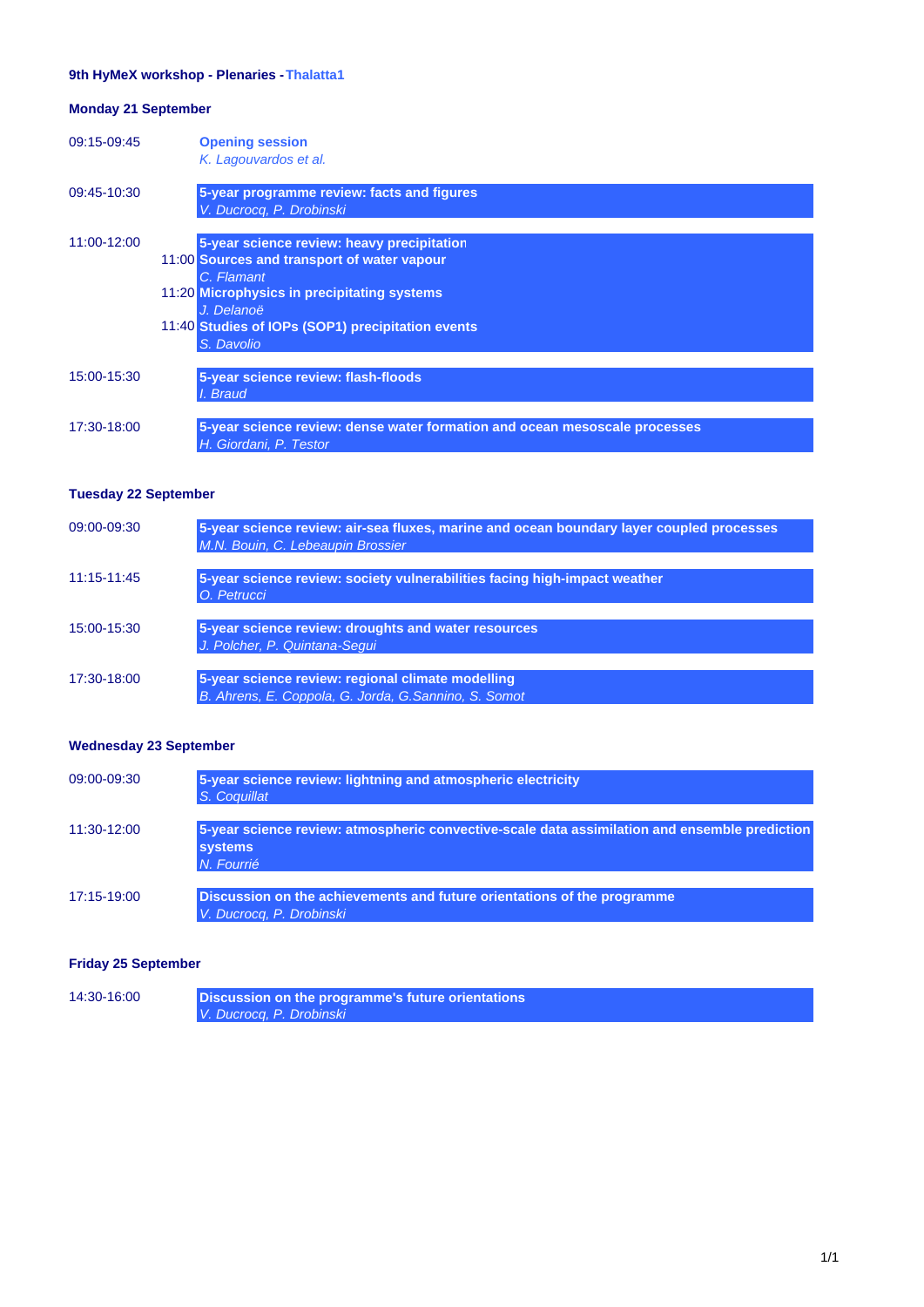**9th HyMeX workshop - Plenaries - Thalatta1**

### Monday 21 September

09:15-09:45 — **Opening session**
*K. Lagouvardos et al.*

09:45-10:30 — **5-year programme review: facts and figures**
*V. Ducrocq, P. Drobinski*

11:00-12:00 — **5-year science review: heavy precipitation**

- 11:00 **Sources and transport of water vapour**
  *C. Flamant*
- 11:20 **Microphysics in precipitating systems**
  *J. Delanoë*
- 11:40 **Studies of IOPs (SOP1) precipitation events**
  *S. Davolio*

15:00-15:30 — **5-year science review: flash-floods**
*I. Braud*

17:30-18:00 — **5-year science review: dense water formation and ocean mesoscale processes**
*H. Giordani, P. Testor*

### Tuesday 22 September

09:00-09:30 — **5-year science review: air-sea fluxes, marine and ocean boundary layer coupled processes**
*M.N. Bouin, C. Lebeaupin Brossier*

11:15-11:45 — **5-year science review: society vulnerabilities facing high-impact weather**
*O. Petrucci*

15:00-15:30 — **5-year science review: droughts and water resources**
*J. Polcher, P. Quintana-Segui*

17:30-18:00 — **5-year science review: regional climate modelling**
*B. Ahrens, E. Coppola, G. Jorda, G.Sannino, S. Somot*

### Wednesday 23 September

09:00-09:30 — **5-year science review: lightning and atmospheric electricity**
*S. Coquillat*

11:30-12:00 — **5-year science review: atmospheric convective-scale data assimilation and ensemble prediction systems**
*N. Fourrié*

17:15-19:00 — **Discussion on the achievements and future orientations of the programme**
*V. Ducrocq, P. Drobinski*

### Friday 25 September

14:30-16:00 — **Discussion on the programme's future orientations**
*V. Ducrocq, P. Drobinski*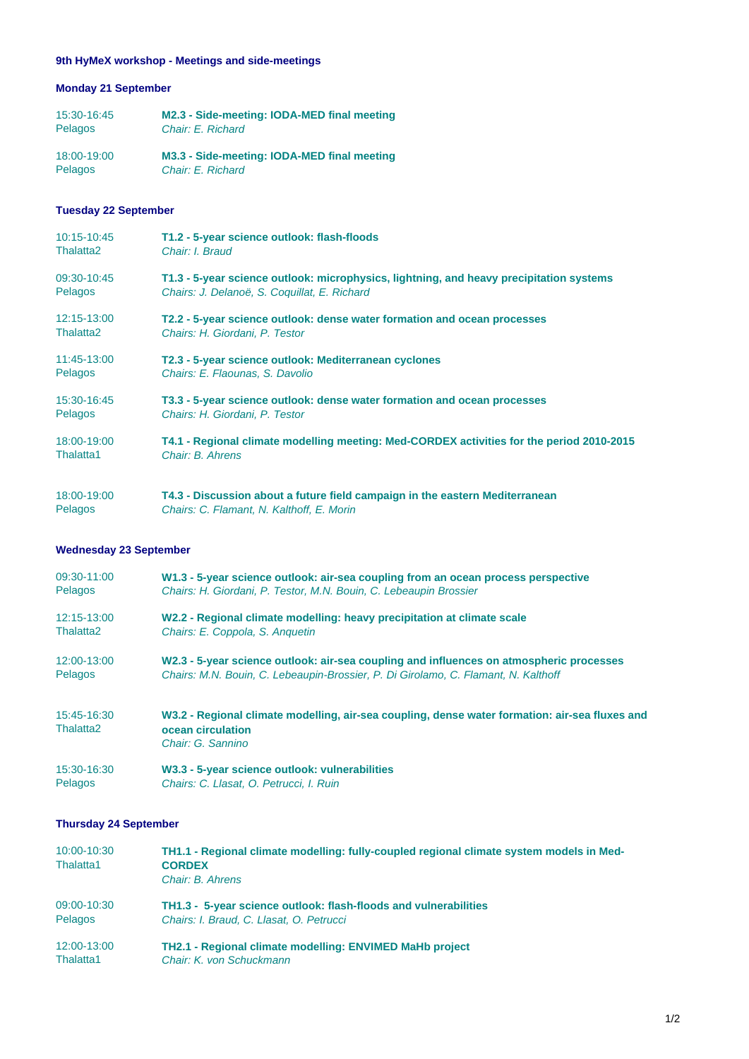### 9th HyMeX workshop - Meetings and side-meetings

#### Monday 21 September

15:30-16:45
Pelagos

**M2.3 - Side-meeting: IODA-MED final meeting**
*Chair: E. Richard*

18:00-19:00
Pelagos

**M3.3 - Side-meeting: IODA-MED final meeting**
*Chair: E. Richard*

#### Tuesday 22 September

10:15-10:45
Thalatta2

**T1.2 - 5-year science outlook: flash-floods**
*Chair: I. Braud*

09:30-10:45
Pelagos

**T1.3 - 5-year science outlook: microphysics, lightning, and heavy precipitation systems**
*Chairs: J. Delanoë, S. Coquillat, E. Richard*

12:15-13:00
Thalatta2

**T2.2 - 5-year science outlook: dense water formation and ocean processes**
*Chairs: H. Giordani, P. Testor*

11:45-13:00
Pelagos

**T2.3 - 5-year science outlook: Mediterranean cyclones**
*Chairs: E. Flaounas, S. Davolio*

15:30-16:45
Pelagos

**T3.3 - 5-year science outlook: dense water formation and ocean processes**
*Chairs: H. Giordani, P. Testor*

18:00-19:00
Thalatta1

**T4.1 - Regional climate modelling meeting: Med-CORDEX activities for the period 2010-2015**
*Chair: B. Ahrens*

18:00-19:00
Pelagos

**T4.3 - Discussion about a future field campaign in the eastern Mediterranean**
*Chairs: C. Flamant, N. Kalthoff, E. Morin*

#### Wednesday 23 September

09:30-11:00
Pelagos

**W1.3 - 5-year science outlook: air-sea coupling from an ocean process perspective**
*Chairs: H. Giordani, P. Testor, M.N. Bouin, C. Lebeaupin Brossier*

12:15-13:00
Thalatta2

**W2.2 - Regional climate modelling: heavy precipitation at climate scale**
*Chairs: E. Coppola, S. Anquetin*

12:00-13:00
Pelagos

**W2.3 - 5-year science outlook: air-sea coupling and influences on atmospheric processes**
*Chairs: M.N. Bouin, C. Lebeaupin-Brossier, P. Di Girolamo, C. Flamant, N. Kalthoff*

15:45-16:30
Thalatta2

**W3.2 - Regional climate modelling, air-sea coupling, dense water formation: air-sea fluxes and ocean circulation**
*Chair: G. Sannino*

15:30-16:30
Pelagos

**W3.3 - 5-year science outlook: vulnerabilities**
*Chairs: C. Llasat, O. Petrucci, I. Ruin*

#### Thursday 24 September

10:00-10:30
Thalatta1

**TH1.1 - Regional climate modelling: fully-coupled regional climate system models in Med-CORDEX**
*Chair: B. Ahrens*

09:00-10:30
Pelagos

**TH1.3 - 5-year science outlook: flash-floods and vulnerabilities**
*Chairs: I. Braud, C. Llasat, O. Petrucci*

12:00-13:00
Thalatta1

**TH2.1 - Regional climate modelling: ENVIMED MaHb project**
*Chair: K. von Schuckmann*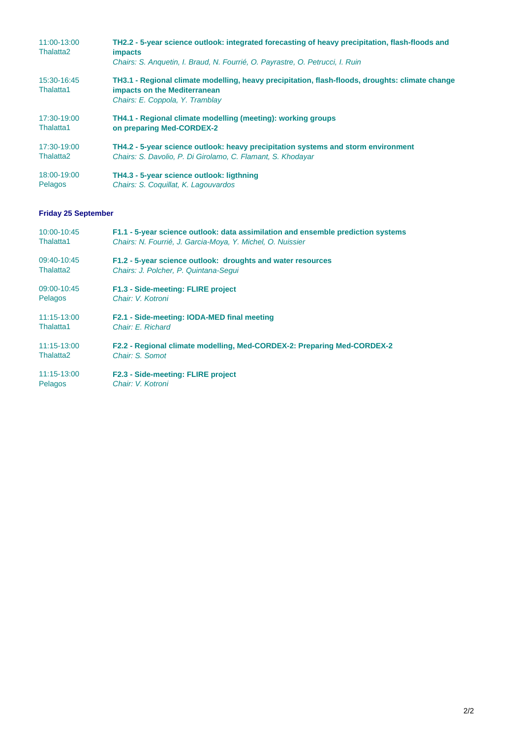11:00-13:00
Thalatta2

**TH2.2 - 5-year science outlook: integrated forecasting of heavy precipitation, flash-floods and impacts**
*Chairs: S. Anquetin, I. Braud, N. Fourrié, O. Payrastre, O. Petrucci, I. Ruin*

15:30-16:45
Thalatta1

**TH3.1 - Regional climate modelling, heavy precipitation, flash-floods, droughts: climate change impacts on the Mediterranean**
*Chairs: E. Coppola, Y. Tramblay*

17:30-19:00
Thalatta1

**TH4.1 - Regional climate modelling (meeting): working groups on preparing Med-CORDEX-2**

17:30-19:00
Thalatta2

**TH4.2 - 5-year science outlook: heavy precipitation systems and storm environment**
*Chairs: S. Davolio, P. Di Girolamo, C. Flamant, S. Khodayar*

18:00-19:00
Pelagos

**TH4.3 - 5-year science outlook: ligthning**
*Chairs: S. Coquillat, K. Lagouvardos*

### Friday 25 September

10:00-10:45
Thalatta1

**F1.1 - 5-year science outlook: data assimilation and ensemble prediction systems**
*Chairs: N. Fourrié, J. Garcia-Moya, Y. Michel, O. Nuissier*

09:40-10:45
Thalatta2

**F1.2 - 5-year science outlook: droughts and water resources**
*Chairs: J. Polcher, P. Quintana-Segui*

09:00-10:45
Pelagos

**F1.3 - Side-meeting: FLIRE project**
*Chair: V. Kotroni*

11:15-13:00
Thalatta1

**F2.1 - Side-meeting: IODA-MED final meeting**
*Chair: E. Richard*

11:15-13:00
Thalatta2

**F2.2 - Regional climate modelling, Med-CORDEX-2: Preparing Med-CORDEX-2**
*Chair: S. Somot*

11:15-13:00
Pelagos

**F2.3 - Side-meeting: FLIRE project**
*Chair: V. Kotroni*